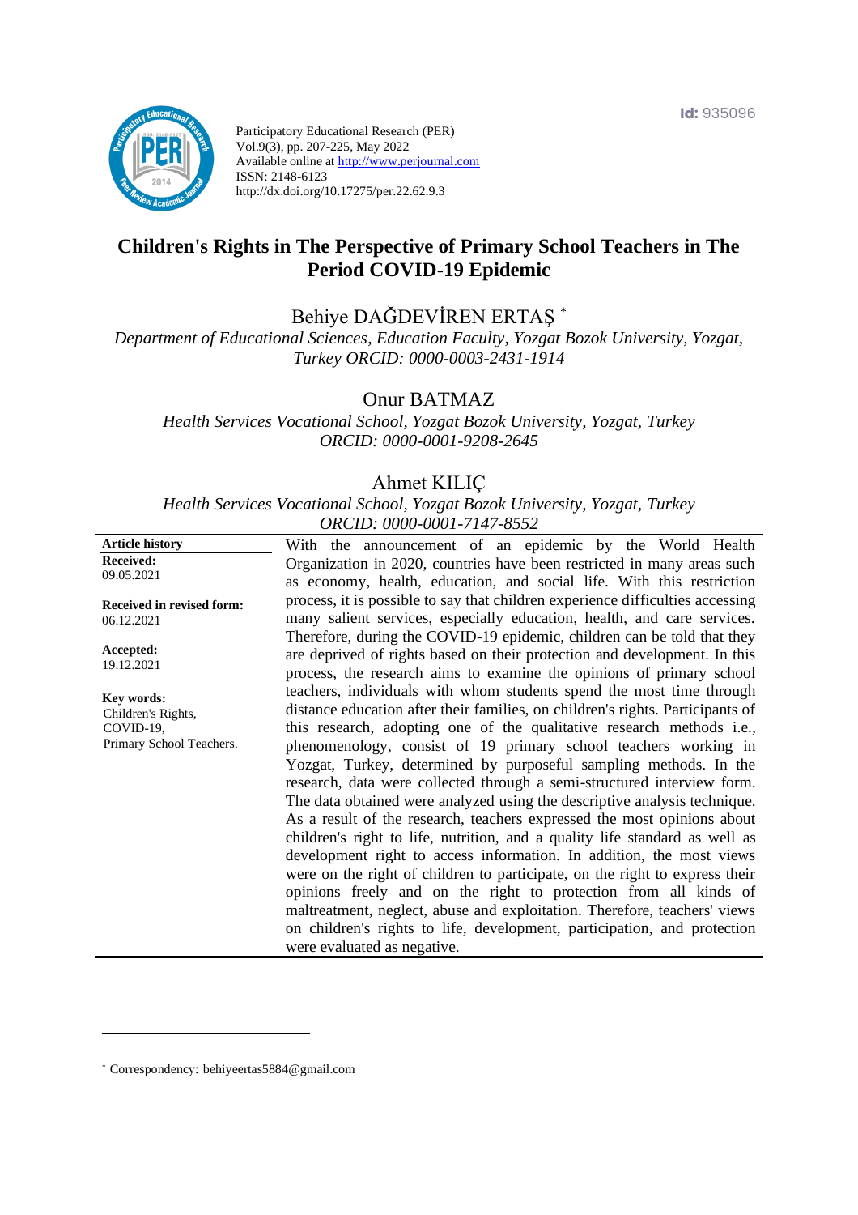Participatory Educational Research (PER)
Vol.9(3), pp. 207-225, May 2022
Available online at http://www.perjournal.com
ISSN: 2148-6123
http://dx.doi.org/10.17275/per.22.62.9.3

Id: 935096

# Children's Rights in The Perspective of Primary School Teachers in The Period COVID-19 Epidemic

Behiye DAĞDEVİREN ERTAŞ [*]

*Department of Educational Sciences, Education Faculty, Yozgat Bozok University, Yozgat, Turkey ORCID: 0000-0003-2431-1914*

Onur BATMAZ

*Health Services Vocational School, Yozgat Bozok University, Yozgat, Turkey ORCID: 0000-0001-9208-2645*

Ahmet KILIÇ

*Health Services Vocational School, Yozgat Bozok University, Yozgat, Turkey ORCID: 0000-0001-7147-8552*

**Article history**

**Received:**
09.05.2021

**Received in revised form:**
06.12.2021

**Accepted:**
19.12.2021

**Key words:**
Children's Rights,
COVID-19,
Primary School Teachers.

With the announcement of an epidemic by the World Health Organization in 2020, countries have been restricted in many areas such as economy, health, education, and social life. With this restriction process, it is possible to say that children experience difficulties accessing many salient services, especially education, health, and care services. Therefore, during the COVID-19 epidemic, children can be told that they are deprived of rights based on their protection and development. In this process, the research aims to examine the opinions of primary school teachers, individuals with whom students spend the most time through distance education after their families, on children's rights. Participants of this research, adopting one of the qualitative research methods i.e., phenomenology, consist of 19 primary school teachers working in Yozgat, Turkey, determined by purposeful sampling methods. In the research, data were collected through a semi-structured interview form. The data obtained were analyzed using the descriptive analysis technique. As a result of the research, teachers expressed the most opinions about children's right to life, nutrition, and a quality life standard as well as development right to access information. In addition, the most views were on the right of children to participate, on the right to express their opinions freely and on the right to protection from all kinds of maltreatment, neglect, abuse and exploitation. Therefore, teachers' views on children's rights to life, development, participation, and protection were evaluated as negative.

---

[*] Correspondency: behiyeertas5884@gmail.com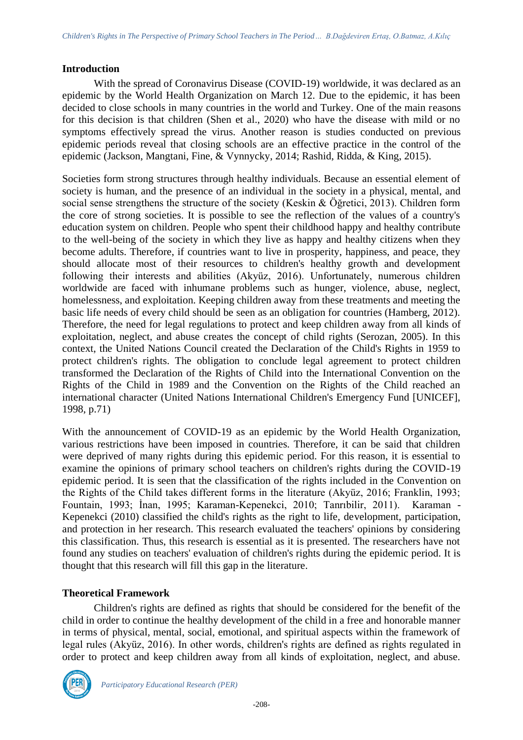## Introduction

With the spread of Coronavirus Disease (COVID-19) worldwide, it was declared as an epidemic by the World Health Organization on March 12. Due to the epidemic, it has been decided to close schools in many countries in the world and Turkey. One of the main reasons for this decision is that children (Shen et al., 2020) who have the disease with mild or no symptoms effectively spread the virus. Another reason is studies conducted on previous epidemic periods reveal that closing schools are an effective practice in the control of the epidemic (Jackson, Mangtani, Fine, & Vynnycky, 2014; Rashid, Ridda, & King, 2015).

Societies form strong structures through healthy individuals. Because an essential element of society is human, and the presence of an individual in the society in a physical, mental, and social sense strengthens the structure of the society (Keskin & Öğretici, 2013). Children form the core of strong societies. It is possible to see the reflection of the values of a country's education system on children. People who spent their childhood happy and healthy contribute to the well-being of the society in which they live as happy and healthy citizens when they become adults. Therefore, if countries want to live in prosperity, happiness, and peace, they should allocate most of their resources to children's healthy growth and development following their interests and abilities (Akyüz, 2016). Unfortunately, numerous children worldwide are faced with inhumane problems such as hunger, violence, abuse, neglect, homelessness, and exploitation. Keeping children away from these treatments and meeting the basic life needs of every child should be seen as an obligation for countries (Hamberg, 2012). Therefore, the need for legal regulations to protect and keep children away from all kinds of exploitation, neglect, and abuse creates the concept of child rights (Serozan, 2005). In this context, the United Nations Council created the Declaration of the Child's Rights in 1959 to protect children's rights. The obligation to conclude legal agreement to protect children transformed the Declaration of the Rights of Child into the International Convention on the Rights of the Child in 1989 and the Convention on the Rights of the Child reached an international character (United Nations International Children's Emergency Fund [UNICEF], 1998, p.71)

With the announcement of COVID-19 as an epidemic by the World Health Organization, various restrictions have been imposed in countries. Therefore, it can be said that children were deprived of many rights during this epidemic period. For this reason, it is essential to examine the opinions of primary school teachers on children's rights during the COVID-19 epidemic period. It is seen that the classification of the rights included in the Convention on the Rights of the Child takes different forms in the literature (Akyüz, 2016; Franklin, 1993; Fountain, 1993; İnan, 1995; Karaman-Kepenekci, 2010; Tanrıbilir, 2011). Karaman - Kepenekci (2010) classified the child's rights as the right to life, development, participation, and protection in her research. This research evaluated the teachers' opinions by considering this classification. Thus, this research is essential as it is presented. The researchers have not found any studies on teachers' evaluation of children's rights during the epidemic period. It is thought that this research will fill this gap in the literature.

## Theoretical Framework

Children's rights are defined as rights that should be considered for the benefit of the child in order to continue the healthy development of the child in a free and honorable manner in terms of physical, mental, social, emotional, and spiritual aspects within the framework of legal rules (Akyüz, 2016). In other words, children's rights are defined as rights regulated in order to protect and keep children away from all kinds of exploitation, neglect, and abuse.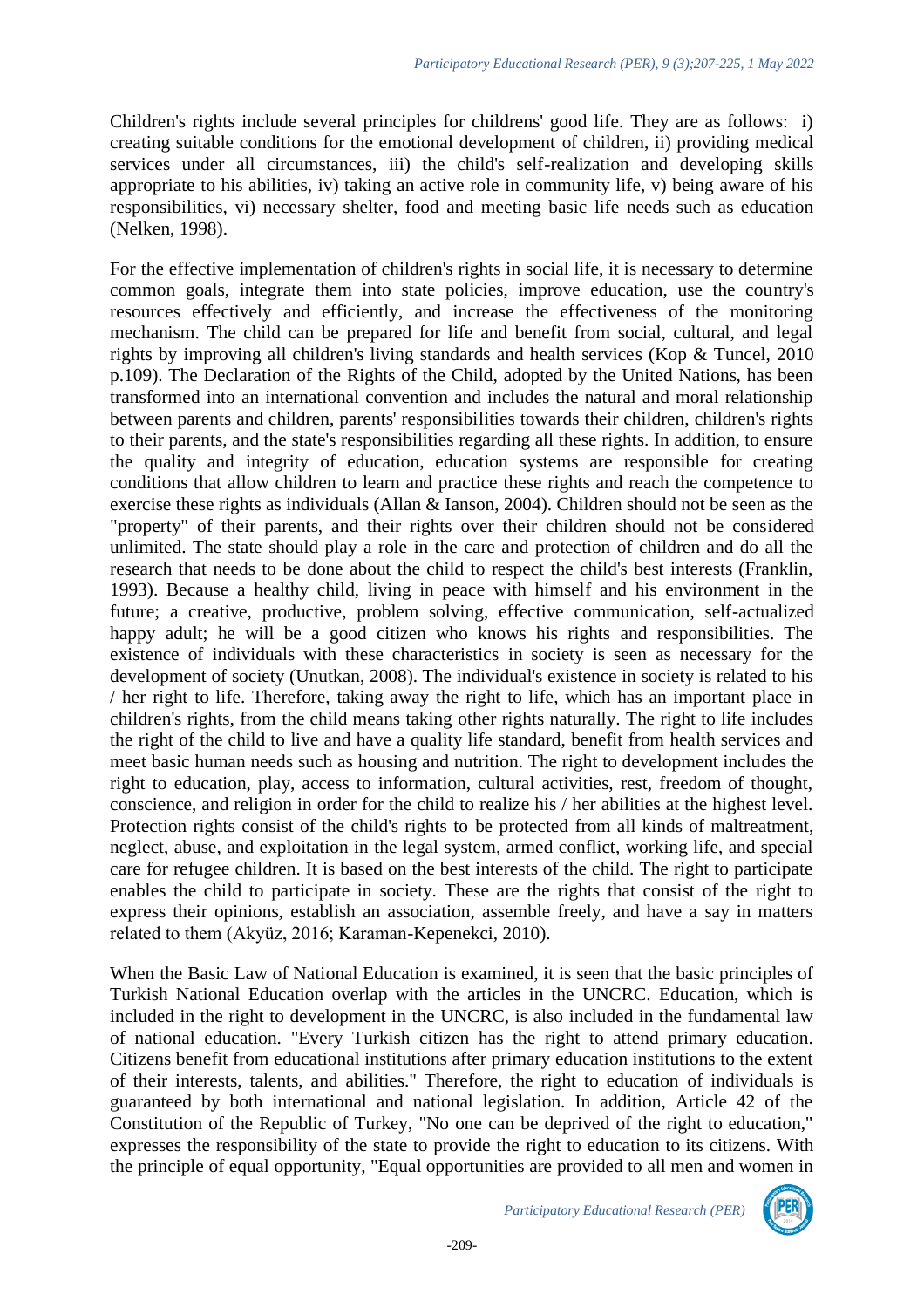Children's rights include several principles for childrens' good life. They are as follows: i) creating suitable conditions for the emotional development of children, ii) providing medical services under all circumstances, iii) the child's self-realization and developing skills appropriate to his abilities, iv) taking an active role in community life, v) being aware of his responsibilities, vi) necessary shelter, food and meeting basic life needs such as education (Nelken, 1998).

For the effective implementation of children's rights in social life, it is necessary to determine common goals, integrate them into state policies, improve education, use the country's resources effectively and efficiently, and increase the effectiveness of the monitoring mechanism. The child can be prepared for life and benefit from social, cultural, and legal rights by improving all children's living standards and health services (Kop & Tuncel, 2010 p.109). The Declaration of the Rights of the Child, adopted by the United Nations, has been transformed into an international convention and includes the natural and moral relationship between parents and children, parents' responsibilities towards their children, children's rights to their parents, and the state's responsibilities regarding all these rights. In addition, to ensure the quality and integrity of education, education systems are responsible for creating conditions that allow children to learn and practice these rights and reach the competence to exercise these rights as individuals (Allan & Ianson, 2004). Children should not be seen as the "property" of their parents, and their rights over their children should not be considered unlimited. The state should play a role in the care and protection of children and do all the research that needs to be done about the child to respect the child's best interests (Franklin, 1993). Because a healthy child, living in peace with himself and his environment in the future; a creative, productive, problem solving, effective communication, self-actualized happy adult; he will be a good citizen who knows his rights and responsibilities. The existence of individuals with these characteristics in society is seen as necessary for the development of society (Unutkan, 2008). The individual's existence in society is related to his / her right to life. Therefore, taking away the right to life, which has an important place in children's rights, from the child means taking other rights naturally. The right to life includes the right of the child to live and have a quality life standard, benefit from health services and meet basic human needs such as housing and nutrition. The right to development includes the right to education, play, access to information, cultural activities, rest, freedom of thought, conscience, and religion in order for the child to realize his / her abilities at the highest level. Protection rights consist of the child's rights to be protected from all kinds of maltreatment, neglect, abuse, and exploitation in the legal system, armed conflict, working life, and special care for refugee children. It is based on the best interests of the child. The right to participate enables the child to participate in society. These are the rights that consist of the right to express their opinions, establish an association, assemble freely, and have a say in matters related to them (Akyüz, 2016; Karaman-Kepenekci, 2010).

When the Basic Law of National Education is examined, it is seen that the basic principles of Turkish National Education overlap with the articles in the UNCRC. Education, which is included in the right to development in the UNCRC, is also included in the fundamental law of national education. "Every Turkish citizen has the right to attend primary education. Citizens benefit from educational institutions after primary education institutions to the extent of their interests, talents, and abilities." Therefore, the right to education of individuals is guaranteed by both international and national legislation. In addition, Article 42 of the Constitution of the Republic of Turkey, "No one can be deprived of the right to education," expresses the responsibility of the state to provide the right to education to its citizens. With the principle of equal opportunity, "Equal opportunities are provided to all men and women in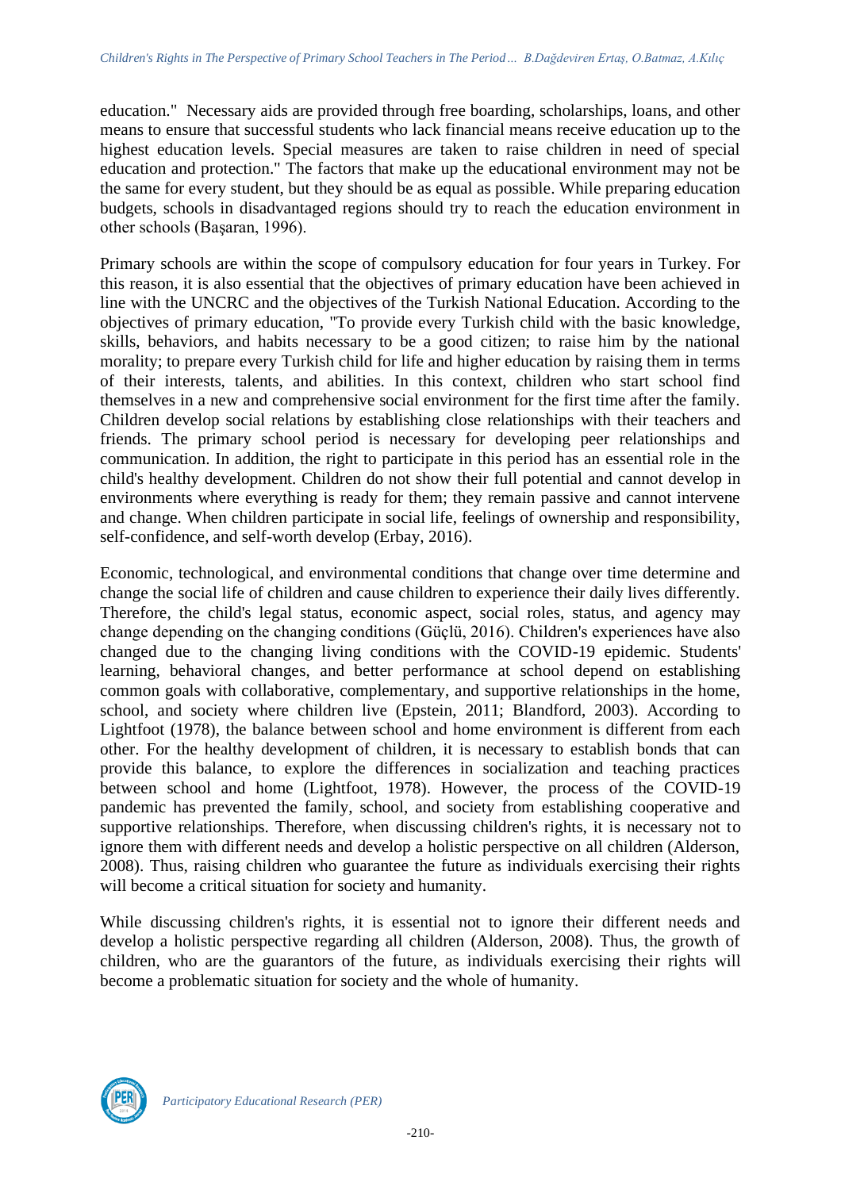education." Necessary aids are provided through free boarding, scholarships, loans, and other means to ensure that successful students who lack financial means receive education up to the highest education levels. Special measures are taken to raise children in need of special education and protection." The factors that make up the educational environment may not be the same for every student, but they should be as equal as possible. While preparing education budgets, schools in disadvantaged regions should try to reach the education environment in other schools (Başaran, 1996).

Primary schools are within the scope of compulsory education for four years in Turkey. For this reason, it is also essential that the objectives of primary education have been achieved in line with the UNCRC and the objectives of the Turkish National Education. According to the objectives of primary education, "To provide every Turkish child with the basic knowledge, skills, behaviors, and habits necessary to be a good citizen; to raise him by the national morality; to prepare every Turkish child for life and higher education by raising them in terms of their interests, talents, and abilities. In this context, children who start school find themselves in a new and comprehensive social environment for the first time after the family. Children develop social relations by establishing close relationships with their teachers and friends. The primary school period is necessary for developing peer relationships and communication. In addition, the right to participate in this period has an essential role in the child's healthy development. Children do not show their full potential and cannot develop in environments where everything is ready for them; they remain passive and cannot intervene and change. When children participate in social life, feelings of ownership and responsibility, self-confidence, and self-worth develop (Erbay, 2016).

Economic, technological, and environmental conditions that change over time determine and change the social life of children and cause children to experience their daily lives differently. Therefore, the child's legal status, economic aspect, social roles, status, and agency may change depending on the changing conditions (Güçlü, 2016). Children's experiences have also changed due to the changing living conditions with the COVID-19 epidemic. Students' learning, behavioral changes, and better performance at school depend on establishing common goals with collaborative, complementary, and supportive relationships in the home, school, and society where children live (Epstein, 2011; Blandford, 2003). According to Lightfoot (1978), the balance between school and home environment is different from each other. For the healthy development of children, it is necessary to establish bonds that can provide this balance, to explore the differences in socialization and teaching practices between school and home (Lightfoot, 1978). However, the process of the COVID-19 pandemic has prevented the family, school, and society from establishing cooperative and supportive relationships. Therefore, when discussing children's rights, it is necessary not to ignore them with different needs and develop a holistic perspective on all children (Alderson, 2008). Thus, raising children who guarantee the future as individuals exercising their rights will become a critical situation for society and humanity.

While discussing children's rights, it is essential not to ignore their different needs and develop a holistic perspective regarding all children (Alderson, 2008). Thus, the growth of children, who are the guarantors of the future, as individuals exercising their rights will become a problematic situation for society and the whole of humanity.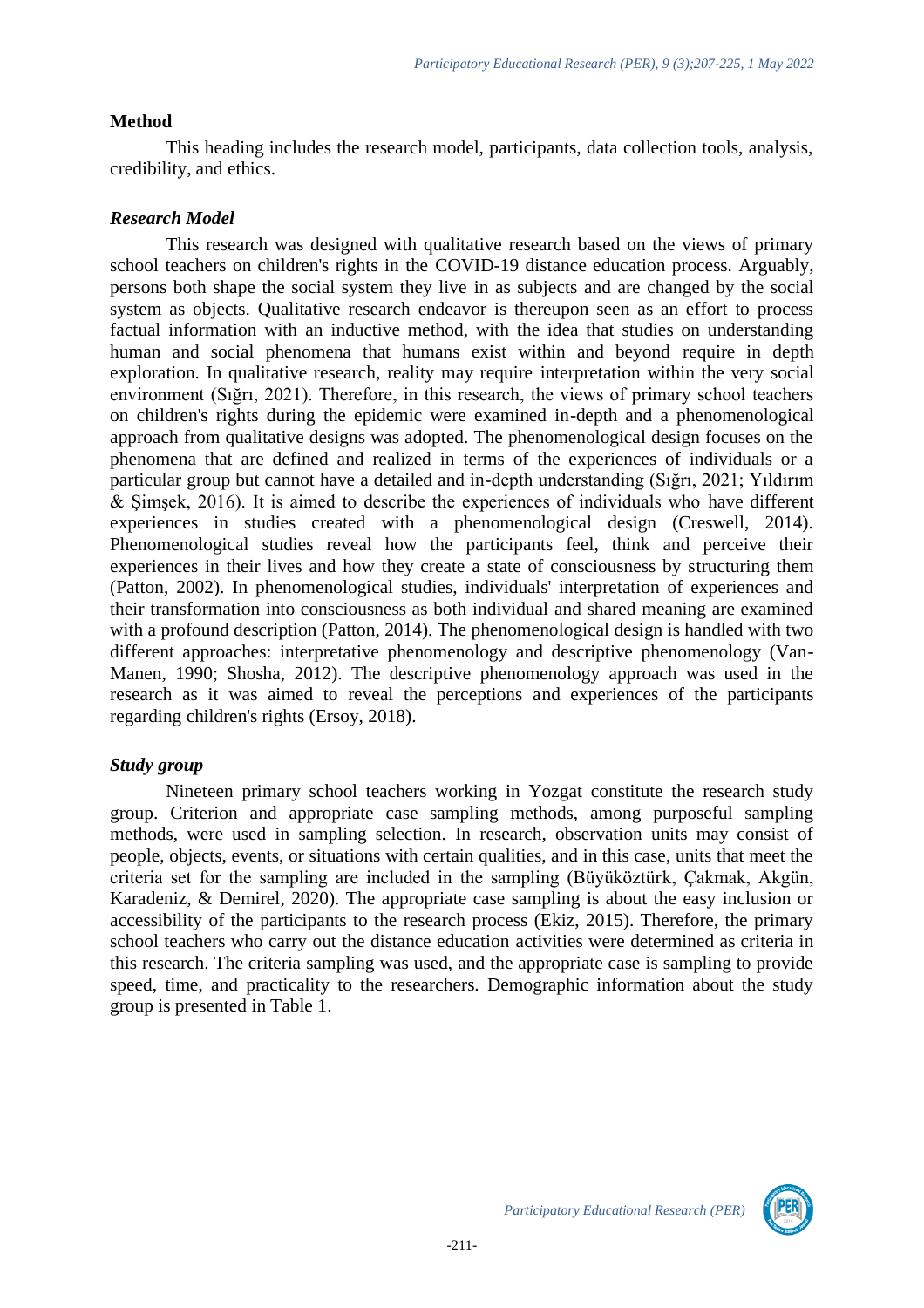## Method

This heading includes the research model, participants, data collection tools, analysis, credibility, and ethics.

### *Research Model*

This research was designed with qualitative research based on the views of primary school teachers on children's rights in the COVID-19 distance education process. Arguably, persons both shape the social system they live in as subjects and are changed by the social system as objects. Qualitative research endeavor is thereupon seen as an effort to process factual information with an inductive method, with the idea that studies on understanding human and social phenomena that humans exist within and beyond require in depth exploration. In qualitative research, reality may require interpretation within the very social environment (Sığrı, 2021). Therefore, in this research, the views of primary school teachers on children's rights during the epidemic were examined in-depth and a phenomenological approach from qualitative designs was adopted. The phenomenological design focuses on the phenomena that are defined and realized in terms of the experiences of individuals or a particular group but cannot have a detailed and in-depth understanding (Sığrı, 2021; Yıldırım & Şimşek, 2016). It is aimed to describe the experiences of individuals who have different experiences in studies created with a phenomenological design (Creswell, 2014). Phenomenological studies reveal how the participants feel, think and perceive their experiences in their lives and how they create a state of consciousness by structuring them (Patton, 2002). In phenomenological studies, individuals' interpretation of experiences and their transformation into consciousness as both individual and shared meaning are examined with a profound description (Patton, 2014). The phenomenological design is handled with two different approaches: interpretative phenomenology and descriptive phenomenology (Van-Manen, 1990; Shosha, 2012). The descriptive phenomenology approach was used in the research as it was aimed to reveal the perceptions and experiences of the participants regarding children's rights (Ersoy, 2018).

### *Study group*

Nineteen primary school teachers working in Yozgat constitute the research study group. Criterion and appropriate case sampling methods, among purposeful sampling methods, were used in sampling selection. In research, observation units may consist of people, objects, events, or situations with certain qualities, and in this case, units that meet the criteria set for the sampling are included in the sampling (Büyüköztürk, Çakmak, Akgün, Karadeniz, & Demirel, 2020). The appropriate case sampling is about the easy inclusion or accessibility of the participants to the research process (Ekiz, 2015). Therefore, the primary school teachers who carry out the distance education activities were determined as criteria in this research. The criteria sampling was used, and the appropriate case is sampling to provide speed, time, and practicality to the researchers. Demographic information about the study group is presented in Table 1.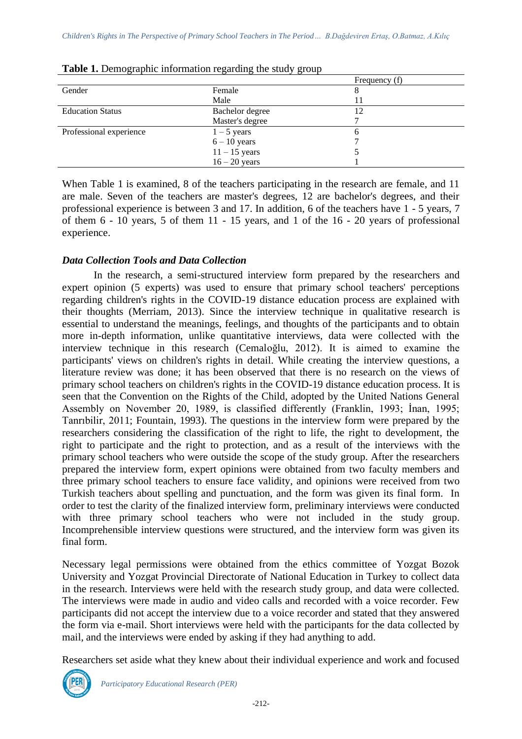**Table 1.** Demographic information regarding the study group

| | | Frequency (f) |
|---|---|---|
| Gender | Female | 8 |
| | Male | 11 |
| Education Status | Bachelor degree | 12 |
| | Master's degree | 7 |
| Professional experience | 1 – 5 years | 6 |
| | 6 – 10 years | 7 |
| | 11 – 15 years | 5 |
| | 16 – 20 years | 1 |

When Table 1 is examined, 8 of the teachers participating in the research are female, and 11 are male. Seven of the teachers are master's degrees, 12 are bachelor's degrees, and their professional experience is between 3 and 17. In addition, 6 of the teachers have 1 - 5 years, 7 of them 6 - 10 years, 5 of them 11 - 15 years, and 1 of the 16 - 20 years of professional experience.

### *Data Collection Tools and Data Collection*

In the research, a semi-structured interview form prepared by the researchers and expert opinion (5 experts) was used to ensure that primary school teachers' perceptions regarding children's rights in the COVID-19 distance education process are explained with their thoughts (Merriam, 2013). Since the interview technique in qualitative research is essential to understand the meanings, feelings, and thoughts of the participants and to obtain more in-depth information, unlike quantitative interviews, data were collected with the interview technique in this research (Cemaloğlu, 2012). It is aimed to examine the participants' views on children's rights in detail. While creating the interview questions, a literature review was done; it has been observed that there is no research on the views of primary school teachers on children's rights in the COVID-19 distance education process. It is seen that the Convention on the Rights of the Child, adopted by the United Nations General Assembly on November 20, 1989, is classified differently (Franklin, 1993; İnan, 1995; Tanrıbilir, 2011; Fountain, 1993). The questions in the interview form were prepared by the researchers considering the classification of the right to life, the right to development, the right to participate and the right to protection, and as a result of the interviews with the primary school teachers who were outside the scope of the study group. After the researchers prepared the interview form, expert opinions were obtained from two faculty members and three primary school teachers to ensure face validity, and opinions were received from two Turkish teachers about spelling and punctuation, and the form was given its final form. In order to test the clarity of the finalized interview form, preliminary interviews were conducted with three primary school teachers who were not included in the study group. Incomprehensible interview questions were structured, and the interview form was given its final form.

Necessary legal permissions were obtained from the ethics committee of Yozgat Bozok University and Yozgat Provincial Directorate of National Education in Turkey to collect data in the research. Interviews were held with the research study group, and data were collected. The interviews were made in audio and video calls and recorded with a voice recorder. Few participants did not accept the interview due to a voice recorder and stated that they answered the form via e-mail. Short interviews were held with the participants for the data collected by mail, and the interviews were ended by asking if they had anything to add.

Researchers set aside what they knew about their individual experience and work and focused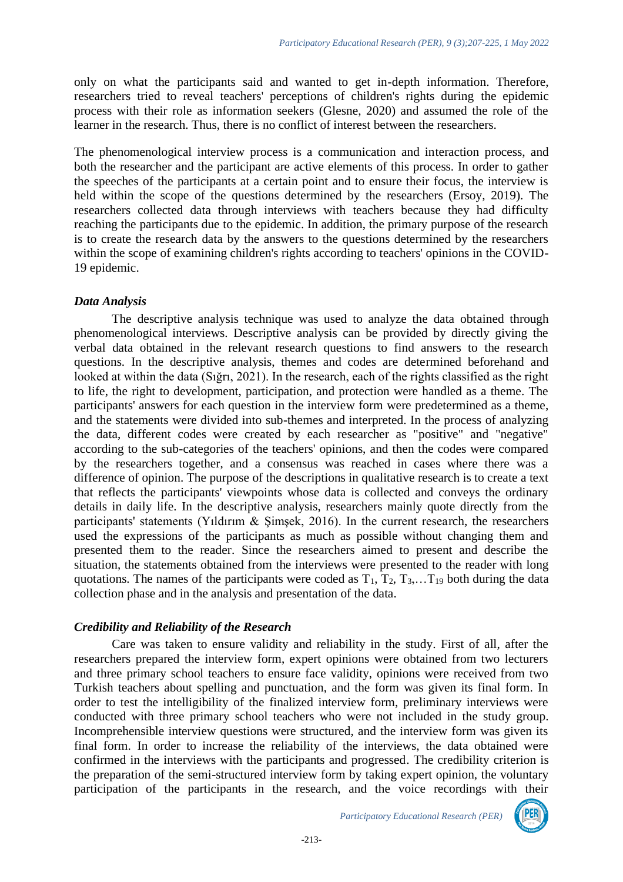only on what the participants said and wanted to get in-depth information. Therefore, researchers tried to reveal teachers' perceptions of children's rights during the epidemic process with their role as information seekers (Glesne, 2020) and assumed the role of the learner in the research. Thus, there is no conflict of interest between the researchers.

The phenomenological interview process is a communication and interaction process, and both the researcher and the participant are active elements of this process. In order to gather the speeches of the participants at a certain point and to ensure their focus, the interview is held within the scope of the questions determined by the researchers (Ersoy, 2019). The researchers collected data through interviews with teachers because they had difficulty reaching the participants due to the epidemic. In addition, the primary purpose of the research is to create the research data by the answers to the questions determined by the researchers within the scope of examining children's rights according to teachers' opinions in the COVID-19 epidemic.

### *Data Analysis*

The descriptive analysis technique was used to analyze the data obtained through phenomenological interviews. Descriptive analysis can be provided by directly giving the verbal data obtained in the relevant research questions to find answers to the research questions. In the descriptive analysis, themes and codes are determined beforehand and looked at within the data (Sığrı, 2021). In the research, each of the rights classified as the right to life, the right to development, participation, and protection were handled as a theme. The participants' answers for each question in the interview form were predetermined as a theme, and the statements were divided into sub-themes and interpreted. In the process of analyzing the data, different codes were created by each researcher as "positive" and "negative" according to the sub-categories of the teachers' opinions, and then the codes were compared by the researchers together, and a consensus was reached in cases where there was a difference of opinion. The purpose of the descriptions in qualitative research is to create a text that reflects the participants' viewpoints whose data is collected and conveys the ordinary details in daily life. In the descriptive analysis, researchers mainly quote directly from the participants' statements (Yıldırım & Şimşek, 2016). In the current research, the researchers used the expressions of the participants as much as possible without changing them and presented them to the reader. Since the researchers aimed to present and describe the situation, the statements obtained from the interviews were presented to the reader with long quotations. The names of the participants were coded as $T_1$, $T_2$, $T_3$,…$T_{19}$ both during the data collection phase and in the analysis and presentation of the data.

### *Credibility and Reliability of the Research*

Care was taken to ensure validity and reliability in the study. First of all, after the researchers prepared the interview form, expert opinions were obtained from two lecturers and three primary school teachers to ensure face validity, opinions were received from two Turkish teachers about spelling and punctuation, and the form was given its final form. In order to test the intelligibility of the finalized interview form, preliminary interviews were conducted with three primary school teachers who were not included in the study group. Incomprehensible interview questions were structured, and the interview form was given its final form. In order to increase the reliability of the interviews, the data obtained were confirmed in the interviews with the participants and progressed. The credibility criterion is the preparation of the semi-structured interview form by taking expert opinion, the voluntary participation of the participants in the research, and the voice recordings with their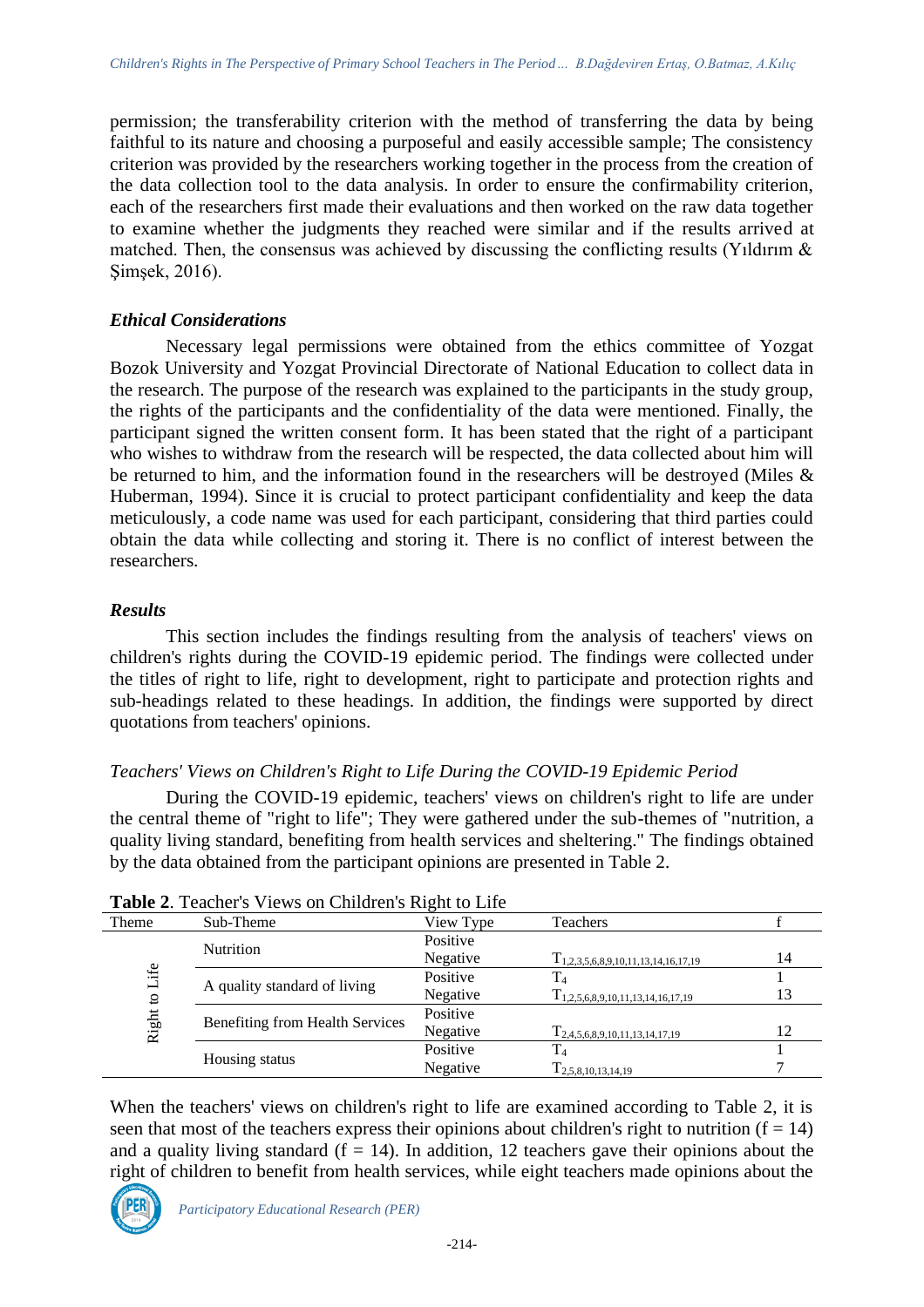permission; the transferability criterion with the method of transferring the data by being faithful to its nature and choosing a purposeful and easily accessible sample; The consistency criterion was provided by the researchers working together in the process from the creation of the data collection tool to the data analysis. In order to ensure the confirmability criterion, each of the researchers first made their evaluations and then worked on the raw data together to examine whether the judgments they reached were similar and if the results arrived at matched. Then, the consensus was achieved by discussing the conflicting results (Yıldırım & Şimşek, 2016).

### *Ethical Considerations*

Necessary legal permissions were obtained from the ethics committee of Yozgat Bozok University and Yozgat Provincial Directorate of National Education to collect data in the research. The purpose of the research was explained to the participants in the study group, the rights of the participants and the confidentiality of the data were mentioned. Finally, the participant signed the written consent form. It has been stated that the right of a participant who wishes to withdraw from the research will be respected, the data collected about him will be returned to him, and the information found in the researchers will be destroyed (Miles & Huberman, 1994). Since it is crucial to protect participant confidentiality and keep the data meticulously, a code name was used for each participant, considering that third parties could obtain the data while collecting and storing it. There is no conflict of interest between the researchers.

### *Results*

This section includes the findings resulting from the analysis of teachers' views on children's rights during the COVID-19 epidemic period. The findings were collected under the titles of right to life, right to development, right to participate and protection rights and sub-headings related to these headings. In addition, the findings were supported by direct quotations from teachers' opinions.

#### *Teachers' Views on Children's Right to Life During the COVID-19 Epidemic Period*

During the COVID-19 epidemic, teachers' views on children's right to life are under the central theme of "right to life"; They were gathered under the sub-themes of "nutrition, a quality living standard, benefiting from health services and sheltering." The findings obtained by the data obtained from the participant opinions are presented in Table 2.

**Table 2**. Teacher's Views on Children's Right to Life

| Theme | Sub-Theme | View Type | Teachers | f |
|---|---|---|---|---|
| Right to Life | Nutrition | Positive | | |
| | | Negative | $T_{1,2,3,5,6,8,9,10,11,13,14,16,17,19}$ | 14 |
| | A quality standard of living | Positive | $T_4$ | 1 |
| | | Negative | $T_{1,2,5,6,8,9,10,11,13,14,16,17,19}$ | 13 |
| | Benefiting from Health Services | Positive | | |
| | | Negative | $T_{2,4,5,6,8,9,10,11,13,14,17,19}$ | 12 |
| | Housing status | Positive | $T_4$ | 1 |
| | | Negative | $T_{2,5,8,10,13,14,19}$ | 7 |

When the teachers' views on children's right to life are examined according to Table 2, it is seen that most of the teachers express their opinions about children's right to nutrition (f = 14) and a quality living standard (f = 14). In addition, 12 teachers gave their opinions about the right of children to benefit from health services, while eight teachers made opinions about the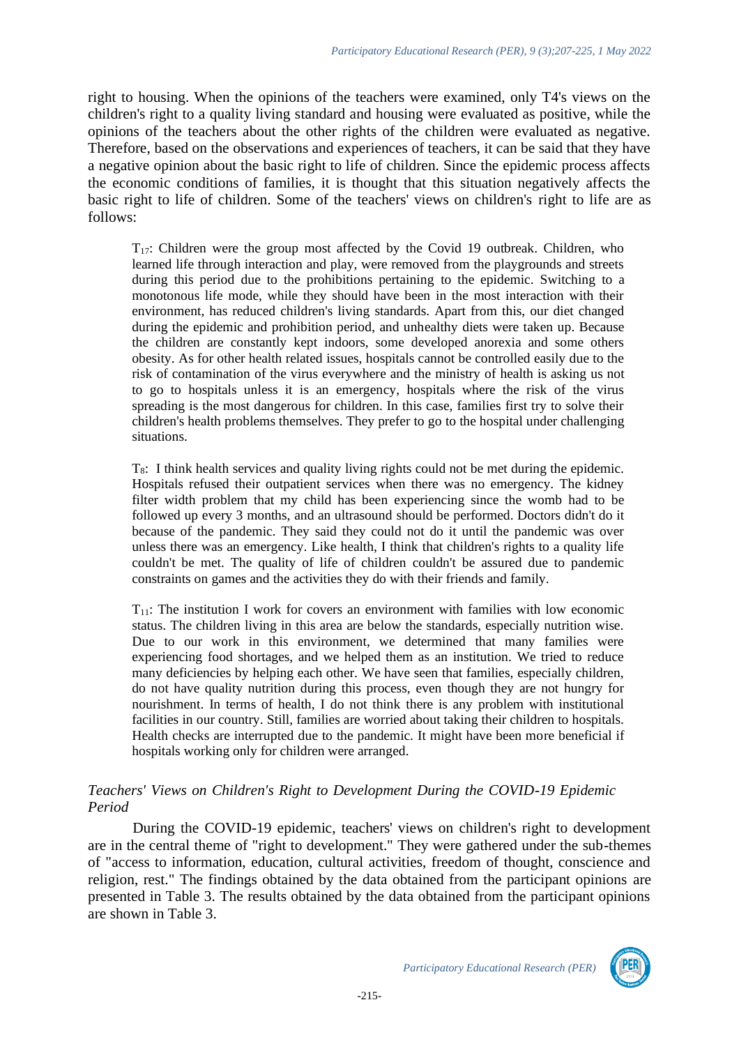right to housing. When the opinions of the teachers were examined, only T4's views on the children's right to a quality living standard and housing were evaluated as positive, while the opinions of the teachers about the other rights of the children were evaluated as negative. Therefore, based on the observations and experiences of teachers, it can be said that they have a negative opinion about the basic right to life of children. Since the epidemic process affects the economic conditions of families, it is thought that this situation negatively affects the basic right to life of children. Some of the teachers' views on children's right to life are as follows:

> $T_{17}$: Children were the group most affected by the Covid 19 outbreak. Children, who learned life through interaction and play, were removed from the playgrounds and streets during this period due to the prohibitions pertaining to the epidemic. Switching to a monotonous life mode, while they should have been in the most interaction with their environment, has reduced children's living standards. Apart from this, our diet changed during the epidemic and prohibition period, and unhealthy diets were taken up. Because the children are constantly kept indoors, some developed anorexia and some others obesity. As for other health related issues, hospitals cannot be controlled easily due to the risk of contamination of the virus everywhere and the ministry of health is asking us not to go to hospitals unless it is an emergency, hospitals where the risk of the virus spreading is the most dangerous for children. In this case, families first try to solve their children's health problems themselves. They prefer to go to the hospital under challenging situations.

> $T_8$: I think health services and quality living rights could not be met during the epidemic. Hospitals refused their outpatient services when there was no emergency. The kidney filter width problem that my child has been experiencing since the womb had to be followed up every 3 months, and an ultrasound should be performed. Doctors didn't do it because of the pandemic. They said they could not do it until the pandemic was over unless there was an emergency. Like health, I think that children's rights to a quality life couldn't be met. The quality of life of children couldn't be assured due to pandemic constraints on games and the activities they do with their friends and family.

> $T_{11}$: The institution I work for covers an environment with families with low economic status. The children living in this area are below the standards, especially nutrition wise. Due to our work in this environment, we determined that many families were experiencing food shortages, and we helped them as an institution. We tried to reduce many deficiencies by helping each other. We have seen that families, especially children, do not have quality nutrition during this process, even though they are not hungry for nourishment. In terms of health, I do not think there is any problem with institutional facilities in our country. Still, families are worried about taking their children to hospitals. Health checks are interrupted due to the pandemic. It might have been more beneficial if hospitals working only for children were arranged.

### *Teachers' Views on Children's Right to Development During the COVID-19 Epidemic Period*

During the COVID-19 epidemic, teachers' views on children's right to development are in the central theme of "right to development." They were gathered under the sub-themes of "access to information, education, cultural activities, freedom of thought, conscience and religion, rest." The findings obtained by the data obtained from the participant opinions are presented in Table 3. The results obtained by the data obtained from the participant opinions are shown in Table 3.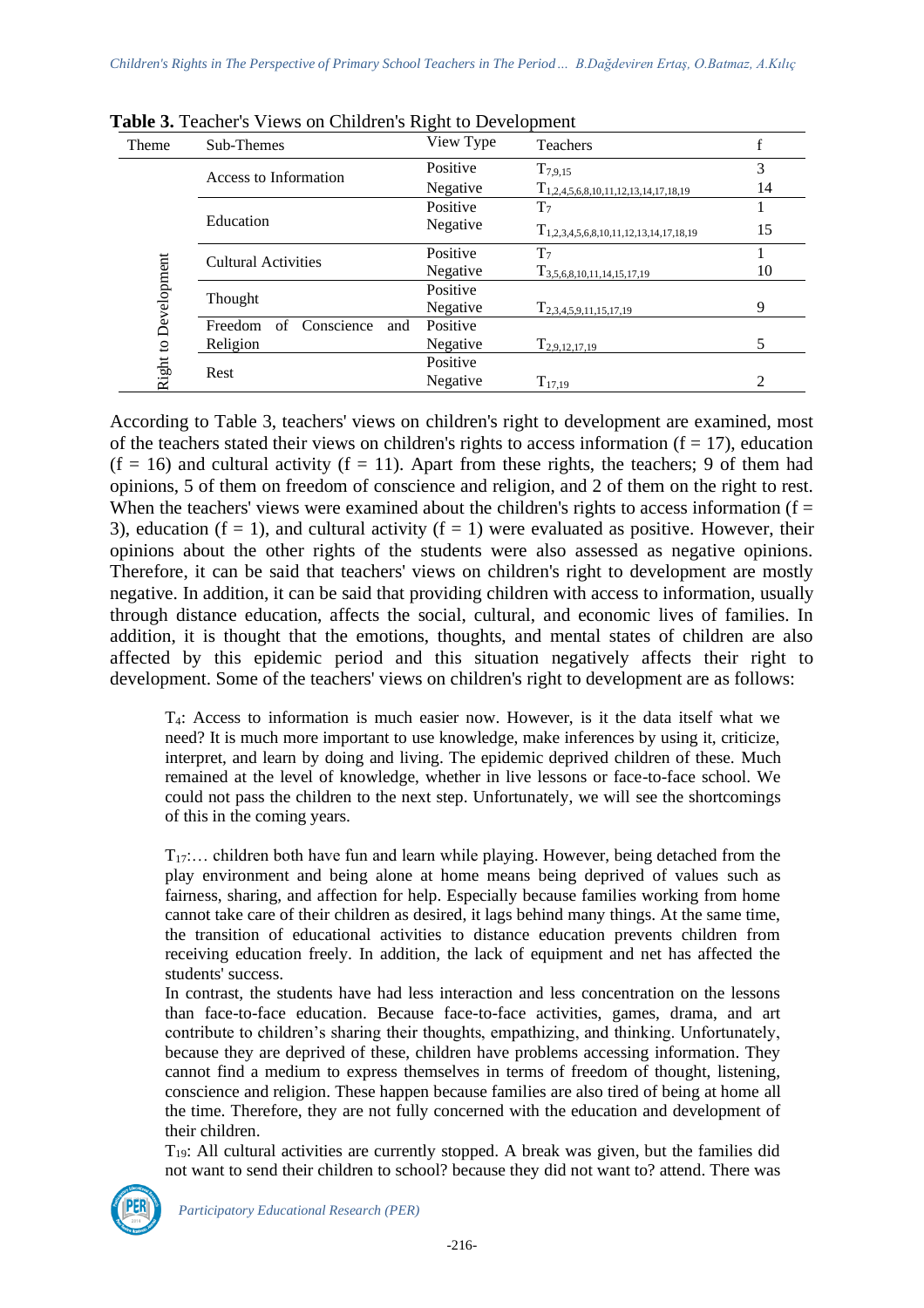**Table 3.** Teacher's Views on Children's Right to Development

| Theme | Sub-Themes | View Type | Teachers | f |
|---|---|---|---|---|
| Right to Development | Access to Information | Positive | $T_{7,9,15}$ | 3 |
| | | Negative | $T_{1,2,4,5,6,8,10,11,12,13,14,17,18,19}$ | 14 |
| | Education | Positive | $T_7$ | 1 |
| | | Negative | $T_{1,2,3,4,5,6,8,10,11,12,13,14,17,18,19}$ | 15 |
| | Cultural Activities | Positive | $T_7$ | 1 |
| | | Negative | $T_{3,5,6,8,10,11,14,15,17,19}$ | 10 |
| | Thought | Positive | | |
| | | Negative | $T_{2,3,4,5,9,11,15,17,19}$ | 9 |
| | Freedom of Conscience and Religion | Positive | | |
| | | Negative | $T_{2,9,12,17,19}$ | 5 |
| | Rest | Positive | | |
| | | Negative | $T_{17,19}$ | 2 |

According to Table 3, teachers' views on children's right to development are examined, most of the teachers stated their views on children's rights to access information (f = 17), education (f = 16) and cultural activity (f = 11). Apart from these rights, the teachers; 9 of them had opinions, 5 of them on freedom of conscience and religion, and 2 of them on the right to rest. When the teachers' views were examined about the children's rights to access information (f = 3), education (f = 1), and cultural activity (f = 1) were evaluated as positive. However, their opinions about the other rights of the students were also assessed as negative opinions. Therefore, it can be said that teachers' views on children's right to development are mostly negative. In addition, it can be said that providing children with access to information, usually through distance education, affects the social, cultural, and economic lives of families. In addition, it is thought that the emotions, thoughts, and mental states of children are also affected by this epidemic period and this situation negatively affects their right to development. Some of the teachers' views on children's right to development are as follows:

> $T_4$: Access to information is much easier now. However, is it the data itself what we need? It is much more important to use knowledge, make inferences by using it, criticize, interpret, and learn by doing and living. The epidemic deprived children of these. Much remained at the level of knowledge, whether in live lessons or face-to-face school. We could not pass the children to the next step. Unfortunately, we will see the shortcomings of this in the coming years.

> $T_{17}$:… children both have fun and learn while playing. However, being detached from the play environment and being alone at home means being deprived of values such as fairness, sharing, and affection for help. Especially because families working from home cannot take care of their children as desired, it lags behind many things. At the same time, the transition of educational activities to distance education prevents children from receiving education freely. In addition, the lack of equipment and net has affected the students' success.
>
> In contrast, the students have had less interaction and less concentration on the lessons than face-to-face education. Because face-to-face activities, games, drama, and art contribute to children's sharing their thoughts, empathizing, and thinking. Unfortunately, because they are deprived of these, children have problems accessing information. They cannot find a medium to express themselves in terms of freedom of thought, listening, conscience and religion. These happen because families are also tired of being at home all the time. Therefore, they are not fully concerned with the education and development of their children.
>
> $T_{19}$: All cultural activities are currently stopped. A break was given, but the families did not want to send their children to school? because they did not want to? attend. There was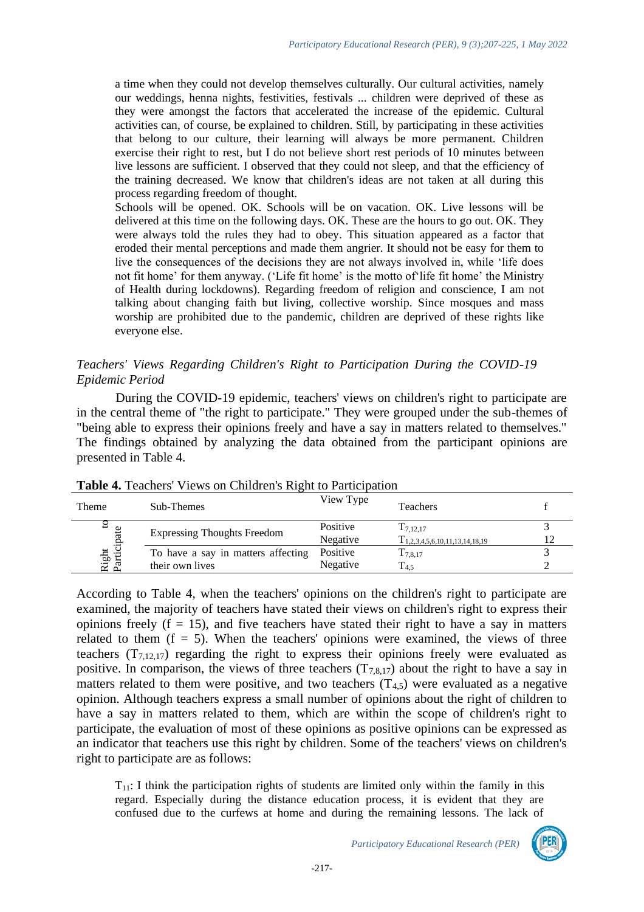> a time when they could not develop themselves culturally. Our cultural activities, namely our weddings, henna nights, festivities, festivals ... children were deprived of these as they were amongst the factors that accelerated the increase of the epidemic. Cultural activities can, of course, be explained to children. Still, by participating in these activities that belong to our culture, their learning will always be more permanent. Children exercise their right to rest, but I do not believe short rest periods of 10 minutes between live lessons are sufficient. I observed that they could not sleep, and that the efficiency of the training decreased. We know that children's ideas are not taken at all during this process regarding freedom of thought.
>
> Schools will be opened. OK. Schools will be on vacation. OK. Live lessons will be delivered at this time on the following days. OK. These are the hours to go out. OK. They were always told the rules they had to obey. This situation appeared as a factor that eroded their mental perceptions and made them angrier. It should not be easy for them to live the consequences of the decisions they are not always involved in, while 'life does not fit home' for them anyway. ('Life fit home' is the motto of'life fit home' the Ministry of Health during lockdowns). Regarding freedom of religion and conscience, I am not talking about changing faith but living, collective worship. Since mosques and mass worship are prohibited due to the pandemic, children are deprived of these rights like everyone else.

### *Teachers' Views Regarding Children's Right to Participation During the COVID-19 Epidemic Period*

During the COVID-19 epidemic, teachers' views on children's right to participate are in the central theme of "the right to participate." They were grouped under the sub-themes of "being able to express their opinions freely and have a say in matters related to themselves." The findings obtained by analyzing the data obtained from the participant opinions are presented in Table 4.

**Table 4.** Teachers' Views on Children's Right to Participation

| Theme | Sub-Themes | View Type | Teachers | f |
|---|---|---|---|---|
| Right to Participate | Expressing Thoughts Freedom | Positive | $T_{7,12,17}$ | 3 |
| | | Negative | $T_{1,2,3,4,5,6,10,11,13,14,18,19}$ | 12 |
| | To have a say in matters affecting their own lives | Positive | $T_{7,8,17}$ | 3 |
| | | Negative | $T_{4,5}$ | 2 |

According to Table 4, when the teachers' opinions on the children's right to participate are examined, the majority of teachers have stated their views on children's right to express their opinions freely (f = 15), and five teachers have stated their right to have a say in matters related to them (f = 5). When the teachers' opinions were examined, the views of three teachers ($T_{7,12,17}$) regarding the right to express their opinions freely were evaluated as positive. In comparison, the views of three teachers ($T_{7,8,17}$) about the right to have a say in matters related to them were positive, and two teachers ($T_{4,5}$) were evaluated as a negative opinion. Although teachers express a small number of opinions about the right of children to have a say in matters related to them, which are within the scope of children's right to participate, the evaluation of most of these opinions as positive opinions can be expressed as an indicator that teachers use this right by children. Some of the teachers' views on children's right to participate are as follows:

> $T_{11}$: I think the participation rights of students are limited only within the family in this regard. Especially during the distance education process, it is evident that they are confused due to the curfews at home and during the remaining lessons. The lack of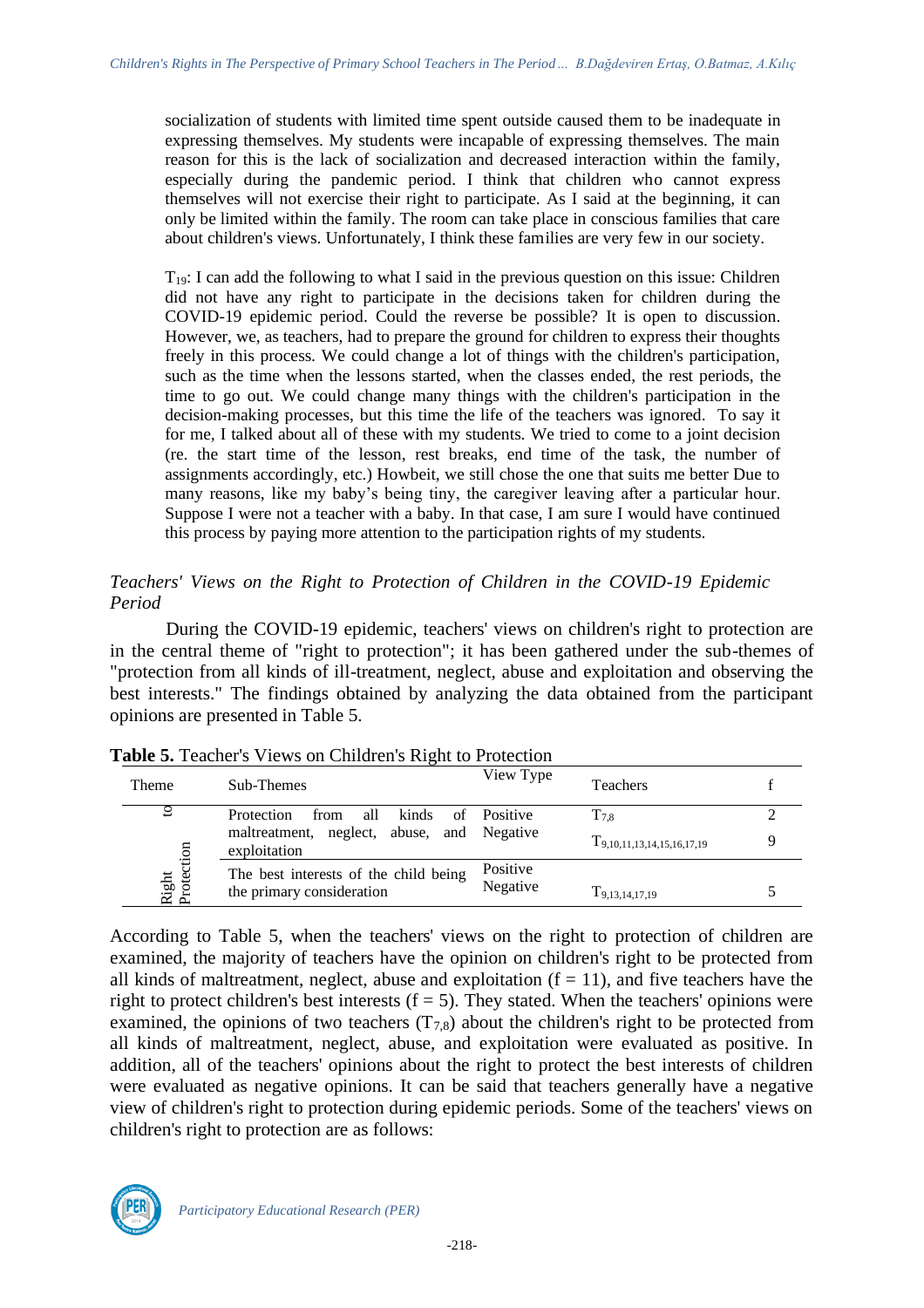socialization of students with limited time spent outside caused them to be inadequate in expressing themselves. My students were incapable of expressing themselves. The main reason for this is the lack of socialization and decreased interaction within the family, especially during the pandemic period. I think that children who cannot express themselves will not exercise their right to participate. As I said at the beginning, it can only be limited within the family. The room can take place in conscious families that care about children's views. Unfortunately, I think these families are very few in our society.

$T_{19}$: I can add the following to what I said in the previous question on this issue: Children did not have any right to participate in the decisions taken for children during the COVID-19 epidemic period. Could the reverse be possible? It is open to discussion. However, we, as teachers, had to prepare the ground for children to express their thoughts freely in this process. We could change a lot of things with the children's participation, such as the time when the lessons started, when the classes ended, the rest periods, the time to go out. We could change many things with the children's participation in the decision-making processes, but this time the life of the teachers was ignored. To say it for me, I talked about all of these with my students. We tried to come to a joint decision (re. the start time of the lesson, rest breaks, end time of the task, the number of assignments accordingly, etc.) Howbeit, we still chose the one that suits me better Due to many reasons, like my baby's being tiny, the caregiver leaving after a particular hour. Suppose I were not a teacher with a baby. In that case, I am sure I would have continued this process by paying more attention to the participation rights of my students.

### *Teachers' Views on the Right to Protection of Children in the COVID-19 Epidemic Period*

During the COVID-19 epidemic, teachers' views on children's right to protection are in the central theme of "right to protection"; it has been gathered under the sub-themes of "protection from all kinds of ill-treatment, neglect, abuse and exploitation and observing the best interests." The findings obtained by analyzing the data obtained from the participant opinions are presented in Table 5.

**Table 5.** Teacher's Views on Children's Right to Protection

| Theme | Sub-Themes | View Type | Teachers | f |
|---|---|---|---|---|
| Right to Protection | Protection from all kinds of maltreatment, neglect, abuse, and exploitation | Positive | $T_{7,8}$ | 2 |
| | | Negative | $T_{9,10,11,13,14,15,16,17,19}$ | 9 |
| | The best interests of the child being the primary consideration | Positive | | |
| | | Negative | $T_{9,13,14,17,19}$ | 5 |

According to Table 5, when the teachers' views on the right to protection of children are examined, the majority of teachers have the opinion on children's right to be protected from all kinds of maltreatment, neglect, abuse and exploitation ($f = 11$), and five teachers have the right to protect children's best interests ($f = 5$). They stated. When the teachers' opinions were examined, the opinions of two teachers ($T_{7,8}$) about the children's right to be protected from all kinds of maltreatment, neglect, abuse, and exploitation were evaluated as positive. In addition, all of the teachers' opinions about the right to protect the best interests of children were evaluated as negative opinions. It can be said that teachers generally have a negative view of children's right to protection during epidemic periods. Some of the teachers' views on children's right to protection are as follows: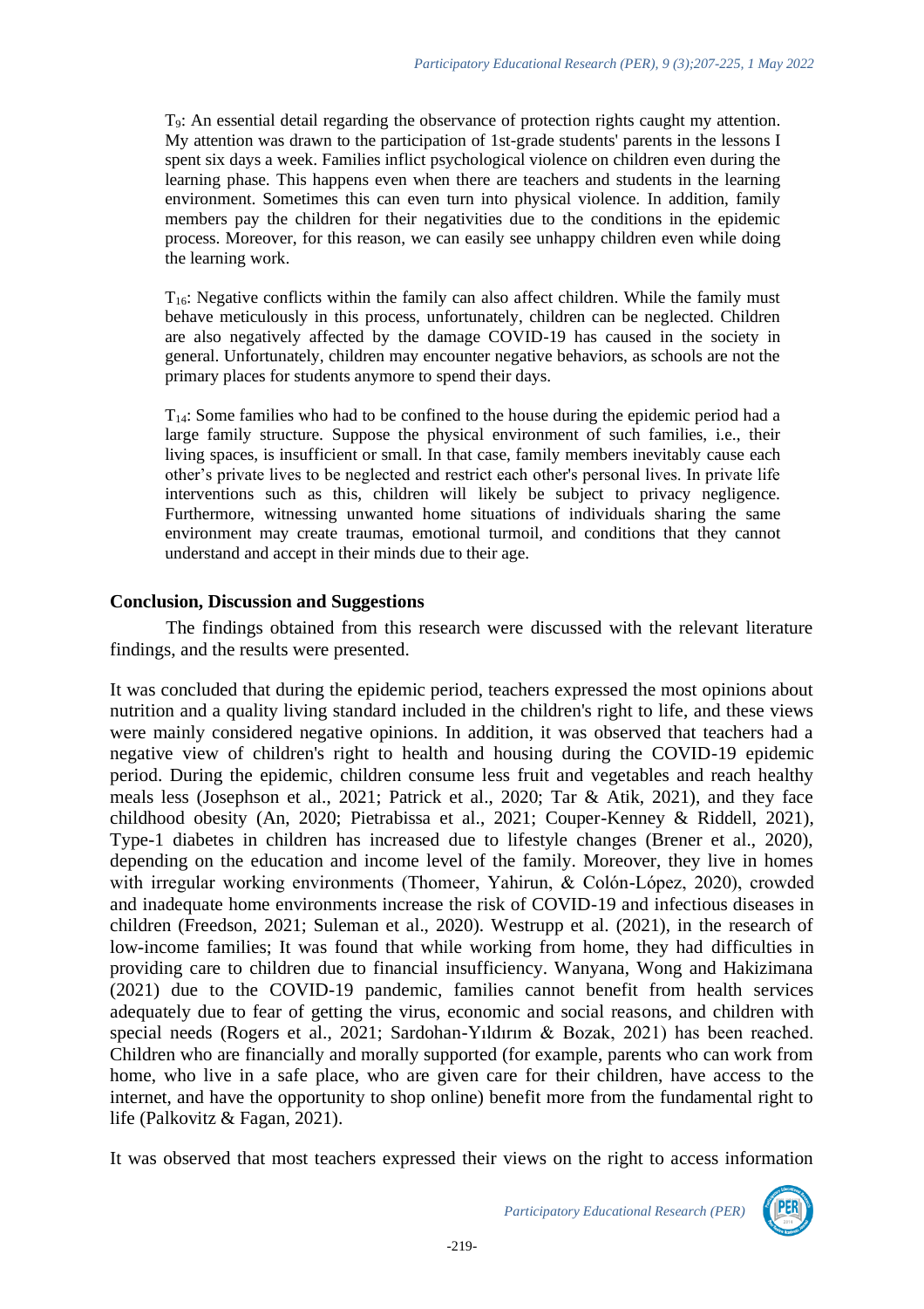$T_9$: An essential detail regarding the observance of protection rights caught my attention. My attention was drawn to the participation of 1st-grade students' parents in the lessons I spent six days a week. Families inflict psychological violence on children even during the learning phase. This happens even when there are teachers and students in the learning environment. Sometimes this can even turn into physical violence. In addition, family members pay the children for their negativities due to the conditions in the epidemic process. Moreover, for this reason, we can easily see unhappy children even while doing the learning work.

$T_{16}$: Negative conflicts within the family can also affect children. While the family must behave meticulously in this process, unfortunately, children can be neglected. Children are also negatively affected by the damage COVID-19 has caused in the society in general. Unfortunately, children may encounter negative behaviors, as schools are not the primary places for students anymore to spend their days.

$T_{14}$: Some families who had to be confined to the house during the epidemic period had a large family structure. Suppose the physical environment of such families, i.e., their living spaces, is insufficient or small. In that case, family members inevitably cause each other's private lives to be neglected and restrict each other's personal lives. In private life interventions such as this, children will likely be subject to privacy negligence. Furthermore, witnessing unwanted home situations of individuals sharing the same environment may create traumas, emotional turmoil, and conditions that they cannot understand and accept in their minds due to their age.

## Conclusion, Discussion and Suggestions

The findings obtained from this research were discussed with the relevant literature findings, and the results were presented.

It was concluded that during the epidemic period, teachers expressed the most opinions about nutrition and a quality living standard included in the children's right to life, and these views were mainly considered negative opinions. In addition, it was observed that teachers had a negative view of children's right to health and housing during the COVID-19 epidemic period. During the epidemic, children consume less fruit and vegetables and reach healthy meals less (Josephson et al., 2021; Patrick et al., 2020; Tar & Atik, 2021), and they face childhood obesity (An, 2020; Pietrabissa et al., 2021; Couper-Kenney & Riddell, 2021), Type-1 diabetes in children has increased due to lifestyle changes (Brener et al., 2020), depending on the education and income level of the family. Moreover, they live in homes with irregular working environments (Thomeer, Yahirun, & Colón-López, 2020), crowded and inadequate home environments increase the risk of COVID-19 and infectious diseases in children (Freedson, 2021; Suleman et al., 2020). Westrupp et al. (2021), in the research of low-income families; It was found that while working from home, they had difficulties in providing care to children due to financial insufficiency. Wanyana, Wong and Hakizimana (2021) due to the COVID-19 pandemic, families cannot benefit from health services adequately due to fear of getting the virus, economic and social reasons, and children with special needs (Rogers et al., 2021; Sardohan-Yıldırım & Bozak, 2021) has been reached. Children who are financially and morally supported (for example, parents who can work from home, who live in a safe place, who are given care for their children, have access to the internet, and have the opportunity to shop online) benefit more from the fundamental right to life (Palkovitz & Fagan, 2021).

It was observed that most teachers expressed their views on the right to access information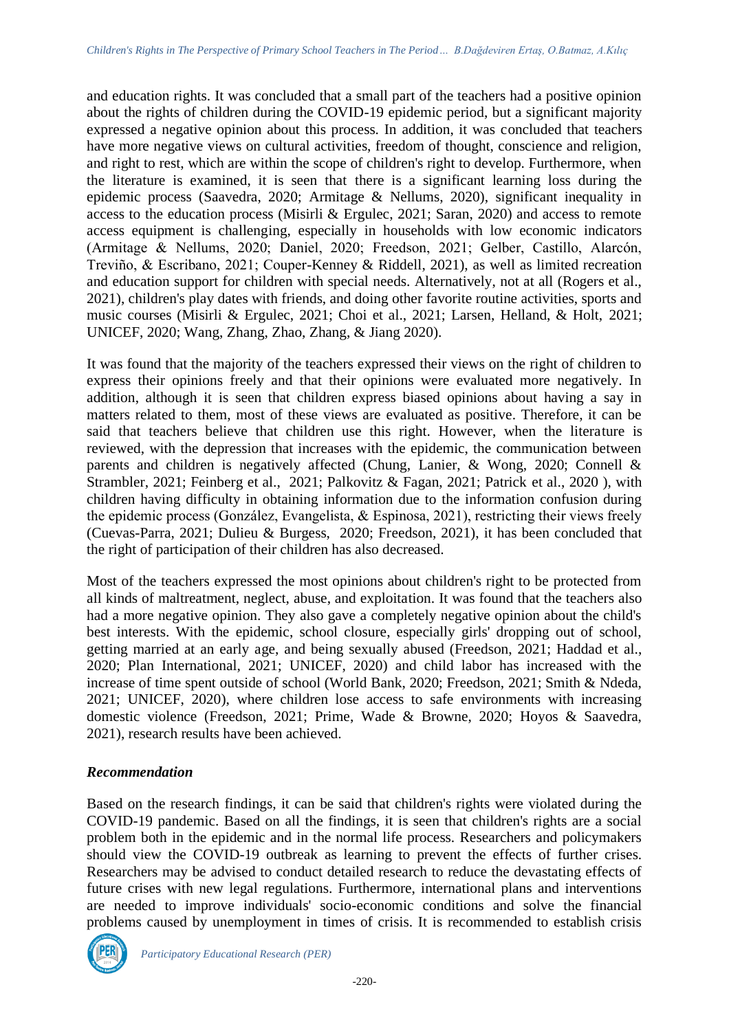and education rights. It was concluded that a small part of the teachers had a positive opinion about the rights of children during the COVID-19 epidemic period, but a significant majority expressed a negative opinion about this process. In addition, it was concluded that teachers have more negative views on cultural activities, freedom of thought, conscience and religion, and right to rest, which are within the scope of children's right to develop. Furthermore, when the literature is examined, it is seen that there is a significant learning loss during the epidemic process (Saavedra, 2020; Armitage & Nellums, 2020), significant inequality in access to the education process (Misirli & Ergulec, 2021; Saran, 2020) and access to remote access equipment is challenging, especially in households with low economic indicators (Armitage & Nellums, 2020; Daniel, 2020; Freedson, 2021; Gelber, Castillo, Alarcón, Treviño, & Escribano, 2021; Couper-Kenney & Riddell, 2021), as well as limited recreation and education support for children with special needs. Alternatively, not at all (Rogers et al., 2021), children's play dates with friends, and doing other favorite routine activities, sports and music courses (Misirli & Ergulec, 2021; Choi et al., 2021; Larsen, Helland, & Holt, 2021; UNICEF, 2020; Wang, Zhang, Zhao, Zhang, & Jiang 2020).

It was found that the majority of the teachers expressed their views on the right of children to express their opinions freely and that their opinions were evaluated more negatively. In addition, although it is seen that children express biased opinions about having a say in matters related to them, most of these views are evaluated as positive. Therefore, it can be said that teachers believe that children use this right. However, when the literature is reviewed, with the depression that increases with the epidemic, the communication between parents and children is negatively affected (Chung, Lanier, & Wong, 2020; Connell & Strambler, 2021; Feinberg et al., 2021; Palkovitz & Fagan, 2021; Patrick et al., 2020 ), with children having difficulty in obtaining information due to the information confusion during the epidemic process (González, Evangelista, & Espinosa, 2021), restricting their views freely (Cuevas-Parra, 2021; Dulieu & Burgess, 2020; Freedson, 2021), it has been concluded that the right of participation of their children has also decreased.

Most of the teachers expressed the most opinions about children's right to be protected from all kinds of maltreatment, neglect, abuse, and exploitation. It was found that the teachers also had a more negative opinion. They also gave a completely negative opinion about the child's best interests. With the epidemic, school closure, especially girls' dropping out of school, getting married at an early age, and being sexually abused (Freedson, 2021; Haddad et al., 2020; Plan International, 2021; UNICEF, 2020) and child labor has increased with the increase of time spent outside of school (World Bank, 2020; Freedson, 2021; Smith & Ndeda, 2021; UNICEF, 2020), where children lose access to safe environments with increasing domestic violence (Freedson, 2021; Prime, Wade & Browne, 2020; Hoyos & Saavedra, 2021), research results have been achieved.

### *Recommendation*

Based on the research findings, it can be said that children's rights were violated during the COVID-19 pandemic. Based on all the findings, it is seen that children's rights are a social problem both in the epidemic and in the normal life process. Researchers and policymakers should view the COVID-19 outbreak as learning to prevent the effects of further crises. Researchers may be advised to conduct detailed research to reduce the devastating effects of future crises with new legal regulations. Furthermore, international plans and interventions are needed to improve individuals' socio-economic conditions and solve the financial problems caused by unemployment in times of crisis. It is recommended to establish crisis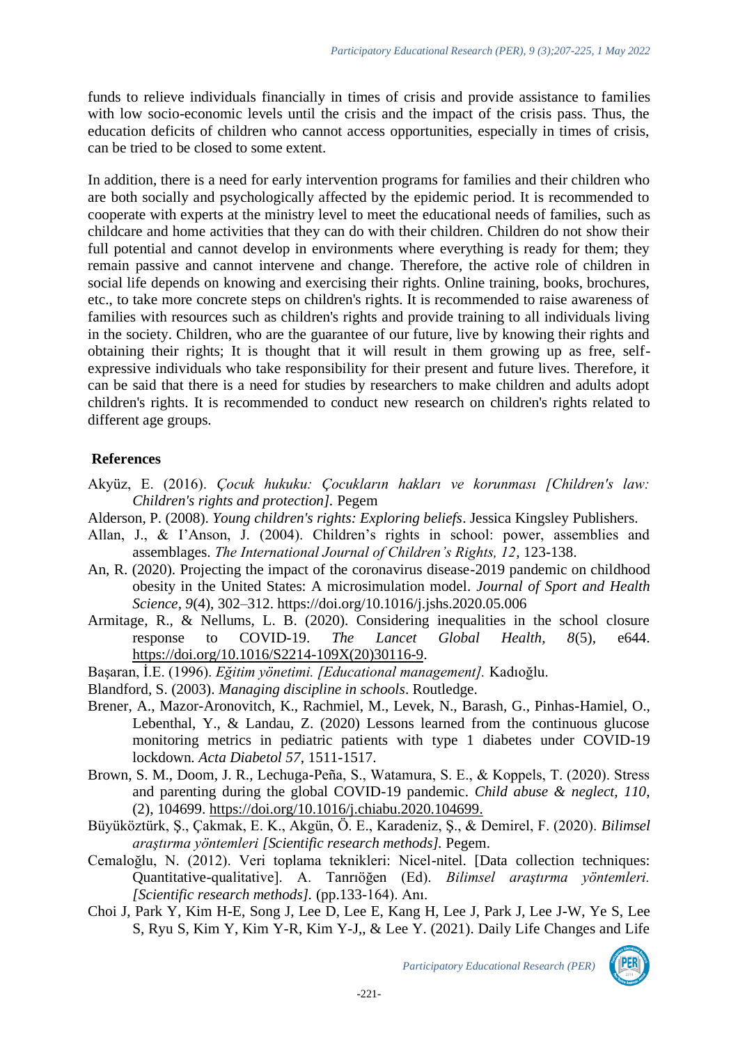funds to relieve individuals financially in times of crisis and provide assistance to families with low socio-economic levels until the crisis and the impact of the crisis pass. Thus, the education deficits of children who cannot access opportunities, especially in times of crisis, can be tried to be closed to some extent.

In addition, there is a need for early intervention programs for families and their children who are both socially and psychologically affected by the epidemic period. It is recommended to cooperate with experts at the ministry level to meet the educational needs of families, such as childcare and home activities that they can do with their children. Children do not show their full potential and cannot develop in environments where everything is ready for them; they remain passive and cannot intervene and change. Therefore, the active role of children in social life depends on knowing and exercising their rights. Online training, books, brochures, etc., to take more concrete steps on children's rights. It is recommended to raise awareness of families with resources such as children's rights and provide training to all individuals living in the society. Children, who are the guarantee of our future, live by knowing their rights and obtaining their rights; It is thought that it will result in them growing up as free, self-expressive individuals who take responsibility for their present and future lives. Therefore, it can be said that there is a need for studies by researchers to make children and adults adopt children's rights. It is recommended to conduct new research on children's rights related to different age groups.

## References

Akyüz, E. (2016). *Çocuk hukuku: Çocukların hakları ve korunması [Children's law: Children's rights and protection].* Pegem

Alderson, P. (2008). *Young children's rights: Exploring beliefs*. Jessica Kingsley Publishers.

Allan, J., & I'Anson, J. (2004). Children's rights in school: power, assemblies and assemblages. *The International Journal of Children's Rights, 12*, 123-138.

An, R. (2020). Projecting the impact of the coronavirus disease-2019 pandemic on childhood obesity in the United States: A microsimulation model. *Journal of Sport and Health Science*, *9*(4), 302–312. https://doi.org/10.1016/j.jshs.2020.05.006

Armitage, R., & Nellums, L. B. (2020). Considering inequalities in the school closure response to COVID-19. *The Lancet Global Health*, *8*(5), e644. https://doi.org/10.1016/S2214-109X(20)30116-9.

Başaran, İ.E. (1996). *Eğitim yönetimi. [Educational management].* Kadıoğlu.

Blandford, S. (2003). *Managing discipline in schools*. Routledge.

Brener, A., Mazor-Aronovitch, K., Rachmiel, M., Levek, N., Barash, G., Pinhas-Hamiel, O., Lebenthal, Y., & Landau, Z. (2020) Lessons learned from the continuous glucose monitoring metrics in pediatric patients with type 1 diabetes under COVID-19 lockdown. *Acta Diabetol 57*, 1511-1517.

Brown, S. M., Doom, J. R., Lechuga-Peña, S., Watamura, S. E., & Koppels, T. (2020). Stress and parenting during the global COVID-19 pandemic. *Child abuse & neglect, 110*, (2), 104699. https://doi.org/10.1016/j.chiabu.2020.104699.

Büyüköztürk, Ş., Çakmak, E. K., Akgün, Ö. E., Karadeniz, Ş., & Demirel, F. (2020). *Bilimsel araştırma yöntemleri [Scientific research methods].* Pegem.

Cemaloğlu, N. (2012). Veri toplama teknikleri: Nicel-nitel. [Data collection techniques: Quantitative-qualitative]. A. Tanrıöğen (Ed). *Bilimsel araştırma yöntemleri. [Scientific research methods].* (pp.133-164). Anı.

Choi J, Park Y, Kim H-E, Song J, Lee D, Lee E, Kang H, Lee J, Park J, Lee J-W, Ye S, Lee S, Ryu S, Kim Y, Kim Y-R, Kim Y-J,, & Lee Y. (2021). Daily Life Changes and Life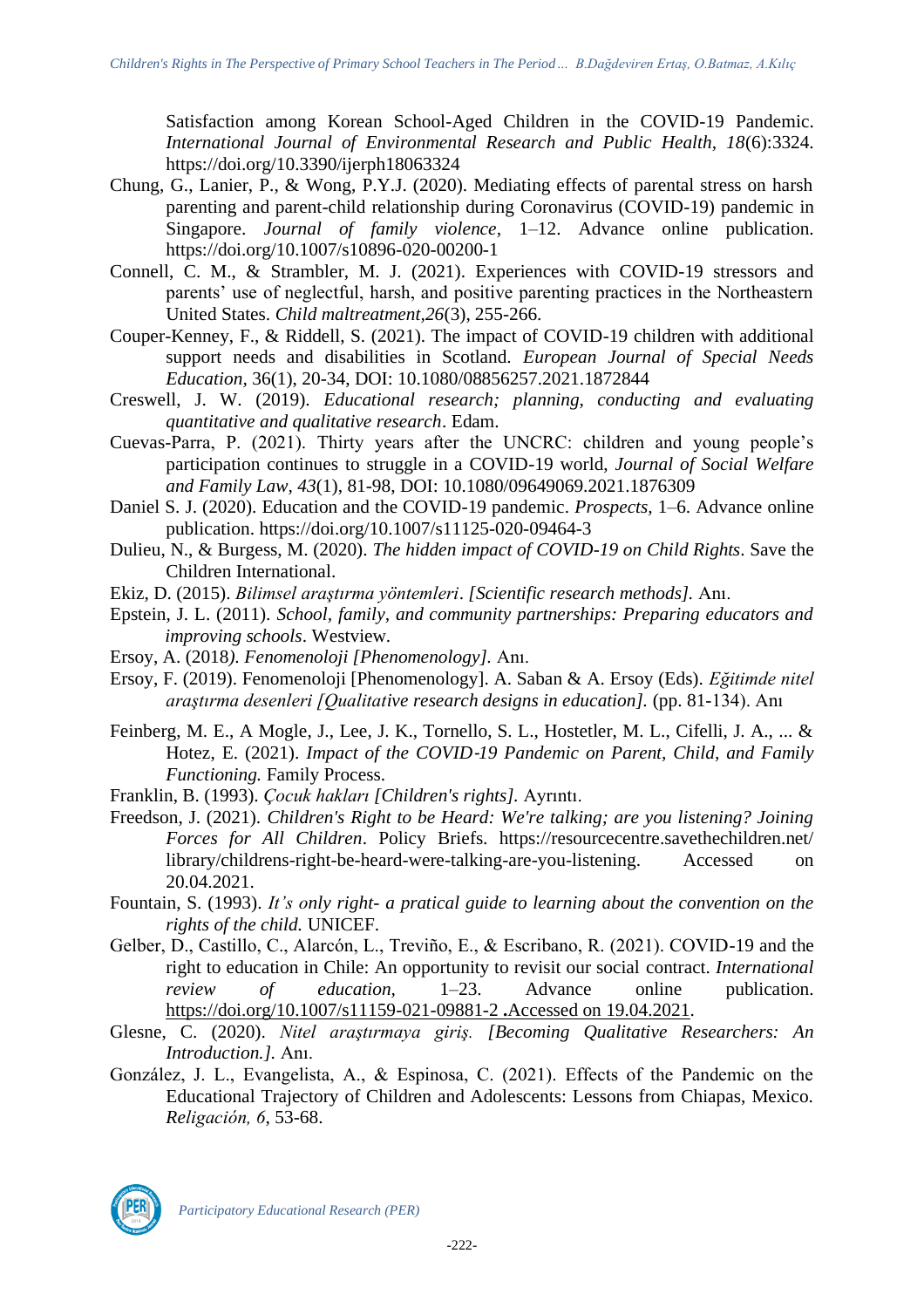Satisfaction among Korean School-Aged Children in the COVID-19 Pandemic. *International Journal of Environmental Research and Public Health, 18*(6):3324. https://doi.org/10.3390/ijerph18063324

Chung, G., Lanier, P., & Wong, P.Y.J. (2020). Mediating effects of parental stress on harsh parenting and parent-child relationship during Coronavirus (COVID-19) pandemic in Singapore. *Journal of family violence*, 1–12. Advance online publication. https://doi.org/10.1007/s10896-020-00200-1

Connell, C. M., & Strambler, M. J. (2021). Experiences with COVID-19 stressors and parents' use of neglectful, harsh, and positive parenting practices in the Northeastern United States. *Child maltreatment,26*(3), 255-266.

Couper-Kenney, F., & Riddell, S. (2021). The impact of COVID-19 children with additional support needs and disabilities in Scotland. *European Journal of Special Needs Education,* 36(1), 20-34, DOI: 10.1080/08856257.2021.1872844

Creswell, J. W. (2019). *Educational research; planning, conducting and evaluating quantitative and qualitative research*. Edam.

Cuevas-Parra, P. (2021). Thirty years after the UNCRC: children and young people's participation continues to struggle in a COVID-19 world, *Journal of Social Welfare and Family Law, 43*(1), 81-98, DOI: 10.1080/09649069.2021.1876309

Daniel S. J. (2020). Education and the COVID-19 pandemic. *Prospects,* 1–6. Advance online publication. https://doi.org/10.1007/s11125-020-09464-3

Dulieu, N., & Burgess, M. (2020). *The hidden impact of COVID-19 on Child Rights*. Save the Children International.

Ekiz, D. (2015). *Bilimsel araştırma yöntemleri*. *[Scientific research methods].* Anı.

Epstein, J. L. (2011). *School, family, and community partnerships: Preparing educators and improving schools*. Westview.

Ersoy, A. (2018*). Fenomenoloji [Phenomenology].* Anı.

Ersoy, F. (2019). Fenomenoloji [Phenomenology]. A. Saban & A. Ersoy (Eds). *Eğitimde nitel araştırma desenleri [Qualitative research designs in education].* (pp. 81-134). Anı

Feinberg, M. E., A Mogle, J., Lee, J. K., Tornello, S. L., Hostetler, M. L., Cifelli, J. A., ... & Hotez, E. (2021). *Impact of the COVID‐19 Pandemic on Parent, Child, and Family Functioning.* Family Process.

Franklin, B. (1993). *Çocuk hakları [Children's rights].* Ayrıntı.

Freedson, J. (2021). *Children's Right to be Heard: We're talking; are you listening? Joining Forces for All Children*. Policy Briefs. https://resourcecentre.savethechildren.net/library/childrens-right-be-heard-were-talking-are-you-listening. Accessed on 20.04.2021.

Fountain, S. (1993). *It's only right- a pratical guide to learning about the convention on the rights of the child.* UNICEF.

Gelber, D., Castillo, C., Alarcón, L., Treviño, E., & Escribano, R. (2021). COVID-19 and the right to education in Chile: An opportunity to revisit our social contract. *International review of education,* 1–23. Advance online publication. https://doi.org/10.1007/s11159-021-09881-2 **.**Accessed on 19.04.2021.

Glesne, C. (2020). *Nitel araştırmaya giriş. [Becoming Qualitative Researchers: An Introduction.].* Anı.

González, J. L., Evangelista, A., & Espinosa, C. (2021). Effects of the Pandemic on the Educational Trajectory of Children and Adolescents: Lessons from Chiapas, Mexico. *Religación, 6*, 53-68.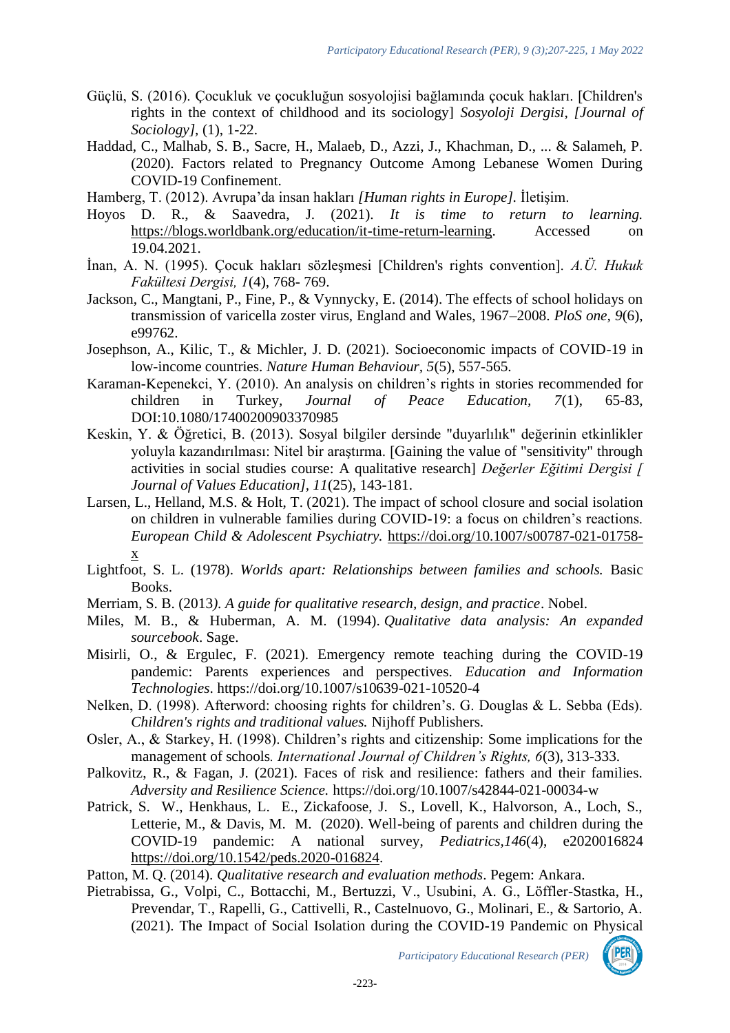Güçlü, S. (2016). Çocukluk ve çocukluğun sosyolojisi bağlamında çocuk hakları. [Children's rights in the context of childhood and its sociology] *Sosyoloji Dergisi, [Journal of Sociology],* (1), 1-22.

Haddad, C., Malhab, S. B., Sacre, H., Malaeb, D., Azzi, J., Khachman, D., ... & Salameh, P. (2020). Factors related to Pregnancy Outcome Among Lebanese Women During COVID-19 Confinement.

Hamberg, T. (2012). Avrupa'da insan hakları *[Human rights in Europe].* İletişim.

Hoyos D. R., & Saavedra, J. (2021). *It is time to return to learning.* https://blogs.worldbank.org/education/it-time-return-learning. Accessed on 19.04.2021.

İnan, A. N. (1995). Çocuk hakları sözleşmesi [Children's rights convention]. *A.Ü. Hukuk Fakültesi Dergisi, 1*(4), 768- 769.

Jackson, C., Mangtani, P., Fine, P., & Vynnycky, E. (2014). The effects of school holidays on transmission of varicella zoster virus, England and Wales, 1967–2008. *PloS one*, *9*(6), e99762.

Josephson, A., Kilic, T., & Michler, J. D. (2021). Socioeconomic impacts of COVID-19 in low-income countries. *Nature Human Behaviour, 5*(5), 557-565.

Karaman-Kepenekci, Y. (2010). An analysis on children's rights in stories recommended for children in Turkey, *Journal of Peace Education*, *7*(1), 65-83, DOI:10.1080/17400200903370985

Keskin, Y. & Öğretici, B. (2013). Sosyal bilgiler dersinde "duyarlılık" değerinin etkinlikler yoluyla kazandırılması: Nitel bir araştırma. [Gaining the value of "sensitivity" through activities in social studies course: A qualitative research] *Değerler Eğitimi Dergisi [ Journal of Values Education]*, *11*(25), 143-181.

Larsen, L., Helland, M.S. & Holt, T. (2021). The impact of school closure and social isolation on children in vulnerable families during COVID-19: a focus on children's reactions. *European Child & Adolescent Psychiatry.* https://doi.org/10.1007/s00787-021-01758-x

Lightfoot, S. L. (1978). *Worlds apart: Relationships between families and schools.* Basic Books.

Merriam, S. B. (2013*). A guide for qualitative research, design, and practice*. Nobel.

Miles, M. B., & Huberman, A. M. (1994). *Qualitative data analysis: An expanded sourcebook*. Sage.

Misirli, O., & Ergulec, F. (2021). Emergency remote teaching during the COVID-19 pandemic: Parents experiences and perspectives. *Education and Information Technologies*. https://doi.org/10.1007/s10639-021-10520-4

Nelken, D. (1998). Afterword: choosing rights for children's. G. Douglas & L. Sebba (Eds). *Children's rights and traditional values.* Nijhoff Publishers.

Osler, A., & Starkey, H. (1998). Children's rights and citizenship: Some implications for the management of schools*. International Journal of Children's Rights, 6*(3), 313-333.

Palkovitz, R., & Fagan, J. (2021). Faces of risk and resilience: fathers and their families. *Adversity and Resilience Science.* https://doi.org/10.1007/s42844-021-00034-w

Patrick, S. W., Henkhaus, L. E., Zickafoose, J. S., Lovell, K., Halvorson, A., Loch, S., Letterie, M., & Davis, M. M. (2020). Well-being of parents and children during the COVID-19 pandemic: A national survey, *Pediatrics,146*(4), e2020016824 https://doi.org/10.1542/peds.2020-016824.

Patton, M. Q. (2014). *Qualitative research and evaluation methods*. Pegem: Ankara.

Pietrabissa, G., Volpi, C., Bottacchi, M., Bertuzzi, V., Usubini, A. G., Löffler-Stastka, H., Prevendar, T., Rapelli, G., Cattivelli, R., Castelnuovo, G., Molinari, E., & Sartorio, A. (2021). The Impact of Social Isolation during the COVID-19 Pandemic on Physical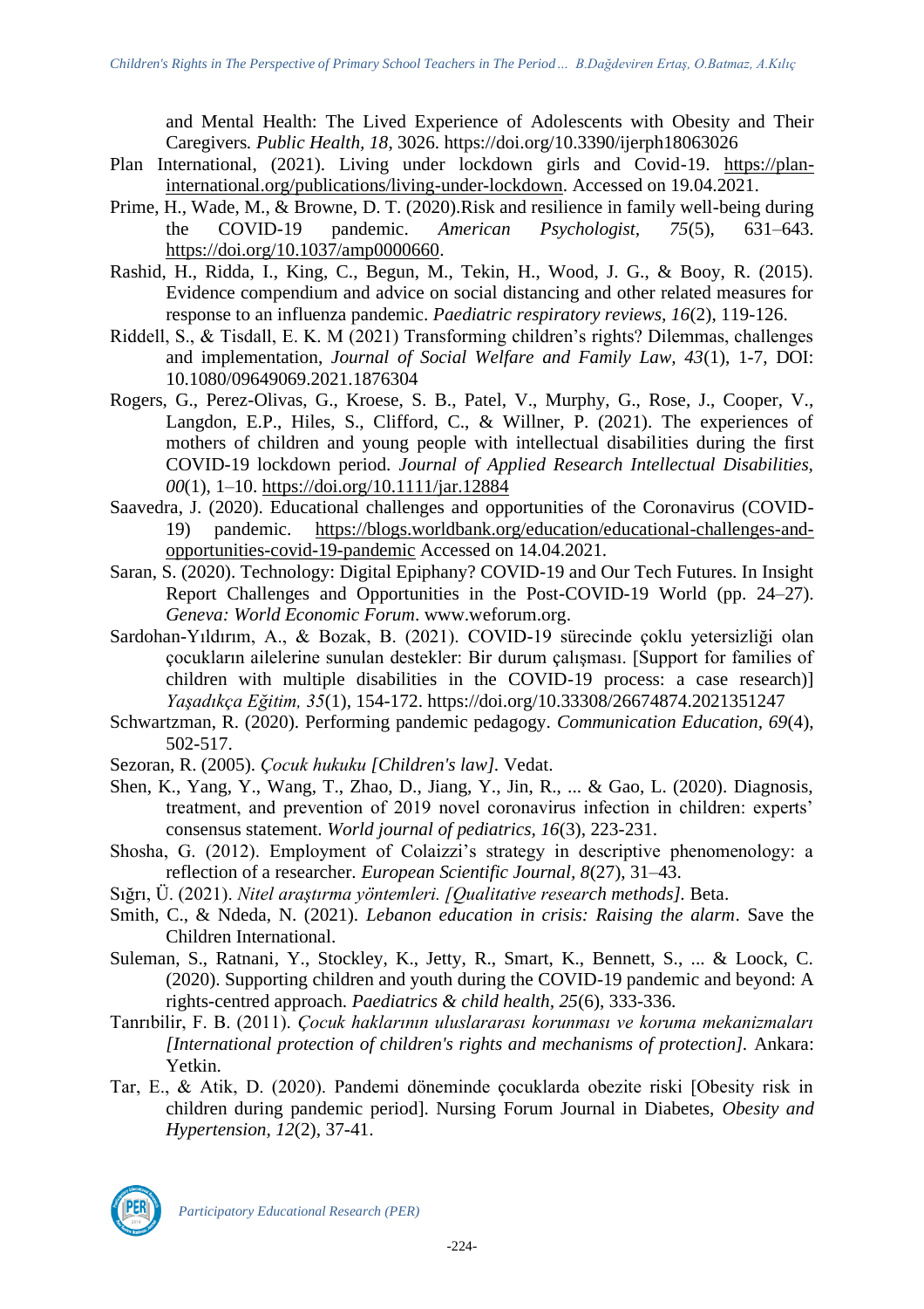and Mental Health: The Lived Experience of Adolescents with Obesity and Their Caregivers. *Public Health, 18*, 3026. https://doi.org/10.3390/ijerph18063026

Plan International, (2021). Living under lockdown girls and Covid-19. https://plan-international.org/publications/living-under-lockdown. Accessed on 19.04.2021.

Prime, H., Wade, M., & Browne, D. T. (2020).Risk and resilience in family well-being during the COVID-19 pandemic. *American Psychologist, 75*(5), 631–643. https://doi.org/10.1037/amp0000660.

Rashid, H., Ridda, I., King, C., Begun, M., Tekin, H., Wood, J. G., & Booy, R. (2015). Evidence compendium and advice on social distancing and other related measures for response to an influenza pandemic. *Paediatric respiratory reviews, 16*(2), 119-126.

Riddell, S., & Tisdall, E. K. M (2021) Transforming children's rights? Dilemmas, challenges and implementation, *Journal of Social Welfare and Family Law, 43*(1), 1-7, DOI: 10.1080/09649069.2021.1876304

Rogers, G., Perez-Olivas, G., Kroese, S. B., Patel, V., Murphy, G., Rose, J., Cooper, V., Langdon, E.P., Hiles, S., Clifford, C., & Willner, P. (2021). The experiences of mothers of children and young people with intellectual disabilities during the first COVID-19 lockdown period. *Journal of Applied Research Intellectual Disabilities, 00*(1), 1–10. https://doi.org/10.1111/jar.12884

Saavedra, J. (2020). Educational challenges and opportunities of the Coronavirus (COVID-19) pandemic. https://blogs.worldbank.org/education/educational-challenges-and-opportunities-covid-19-pandemic Accessed on 14.04.2021.

Saran, S. (2020). Technology: Digital Epiphany? COVID-19 and Our Tech Futures. In Insight Report Challenges and Opportunities in the Post-COVID-19 World (pp. 24–27). *Geneva: World Economic Forum*. www.weforum.org.

Sardohan-Yıldırım, A., & Bozak, B. (2021). COVID-19 sürecinde çoklu yetersizliği olan çocukların ailelerine sunulan destekler: Bir durum çalışması. [Support for families of children with multiple disabilities in the COVID-19 process: a case research)] *Yaşadıkça Eğitim, 35*(1), 154-172. https://doi.org/10.33308/26674874.2021351247

Schwartzman, R. (2020). Performing pandemic pedagogy. *Communication Education, 69*(4), 502-517.

Sezoran, R. (2005). *Çocuk hukuku [Children's law]*. Vedat.

Shen, K., Yang, Y., Wang, T., Zhao, D., Jiang, Y., Jin, R., ... & Gao, L. (2020). Diagnosis, treatment, and prevention of 2019 novel coronavirus infection in children: experts' consensus statement. *World journal of pediatrics, 16*(3), 223-231.

Shosha, G. (2012). Employment of Colaizzi's strategy in descriptive phenomenology: a reflection of a researcher. *European Scientific Journal, 8*(27), 31–43.

Sığrı, Ü. (2021). *Nitel araştırma yöntemleri. [Qualitative research methods]*. Beta.

Smith, C., & Ndeda, N. (2021). *Lebanon education in crisis: Raising the alarm*. Save the Children International.

Suleman, S., Ratnani, Y., Stockley, K., Jetty, R., Smart, K., Bennett, S., ... & Loock, C. (2020). Supporting children and youth during the COVID-19 pandemic and beyond: A rights-centred approach. *Paediatrics & child health, 25*(6), 333-336.

Tanrıbilir, F. B. (2011). *Çocuk haklarının uluslararası korunması ve koruma mekanizmaları [International protection of children's rights and mechanisms of protection].* Ankara: Yetkin.

Tar, E., & Atik, D. (2020). Pandemi döneminde çocuklarda obezite riski [Obesity risk in children during pandemic period]. Nursing Forum Journal in Diabetes, *Obesity and Hypertension, 12*(2), 37-41.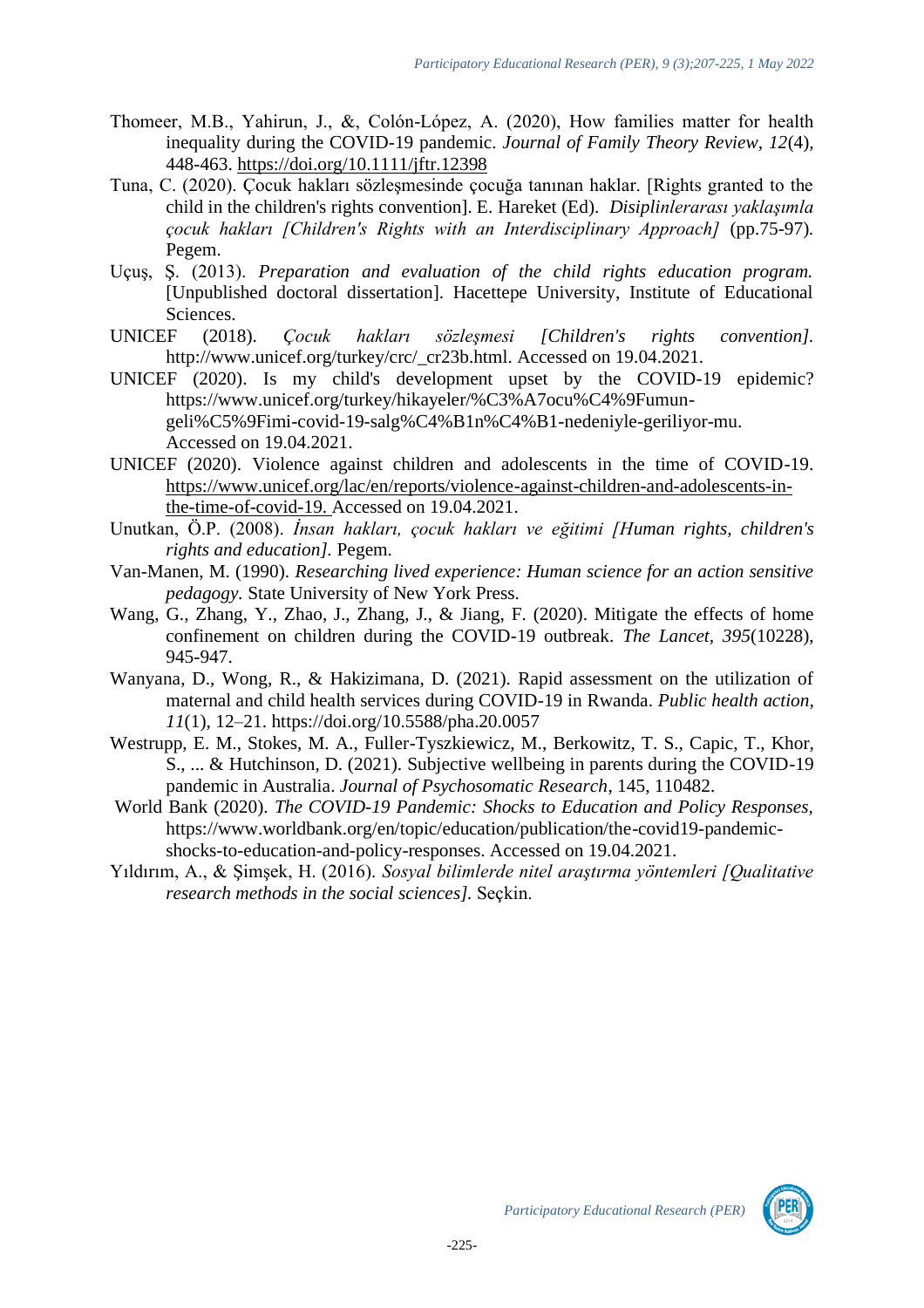Thomeer, M.B., Yahirun, J., &, Colón-López, A. (2020), How families matter for health inequality during the COVID-19 pandemic. *Journal of Family Theory Review*, *12*(4), 448-463. https://doi.org/10.1111/jftr.12398

Tuna, C. (2020). Çocuk hakları sözleşmesinde çocuğa tanınan haklar. [Rights granted to the child in the children's rights convention]. E. Hareket (Ed). *Disiplinlerarası yaklaşımla çocuk hakları [Children's Rights with an Interdisciplinary Approach]* (pp.75-97). Pegem.

Uçuş, Ş. (2013). *Preparation and evaluation of the child rights education program.* [Unpublished doctoral dissertation]. Hacettepe University, Institute of Educational Sciences.

UNICEF (2018). *Çocuk hakları sözleşmesi [Children's rights convention].* http://www.unicef.org/turkey/crc/_cr23b.html. Accessed on 19.04.2021.

UNICEF (2020). Is my child's development upset by the COVID-19 epidemic? https://www.unicef.org/turkey/hikayeler/%C3%A7ocu%C4%9Fumun-geli%C5%9Fimi-covid-19-salg%C4%B1n%C4%B1-nedeniyle-geriliyor-mu. Accessed on 19.04.2021.

UNICEF (2020). Violence against children and adolescents in the time of COVID-19. https://www.unicef.org/lac/en/reports/violence-against-children-and-adolescents-in-the-time-of-covid-19. Accessed on 19.04.2021.

Unutkan, Ö.P. (2008). *İnsan hakları, çocuk hakları ve eğitimi [Human rights, children's rights and education].* Pegem.

Van-Manen, M. (1990). *Researching lived experience: Human science for an action sensitive pedagogy.* State University of New York Press.

Wang, G., Zhang, Y., Zhao, J., Zhang, J., & Jiang, F. (2020). Mitigate the effects of home confinement on children during the COVID-19 outbreak. *The Lancet*, *395*(10228), 945-947.

Wanyana, D., Wong, R., & Hakizimana, D. (2021). Rapid assessment on the utilization of maternal and child health services during COVID-19 in Rwanda. *Public health action*, *11*(1), 12–21. https://doi.org/10.5588/pha.20.0057

Westrupp, E. M., Stokes, M. A., Fuller-Tyszkiewicz, M., Berkowitz, T. S., Capic, T., Khor, S., ... & Hutchinson, D. (2021). Subjective wellbeing in parents during the COVID-19 pandemic in Australia. *Journal of Psychosomatic Research*, 145, 110482.

World Bank (2020). *The COVID-19 Pandemic: Shocks to Education and Policy Responses*, https://www.worldbank.org/en/topic/education/publication/the-covid19-pandemic-shocks-to-education-and-policy-responses. Accessed on 19.04.2021.

Yıldırım, A., & Şimşek, H. (2016). *Sosyal bilimlerde nitel araştırma yöntemleri [Qualitative research methods in the social sciences].* Seçkin.